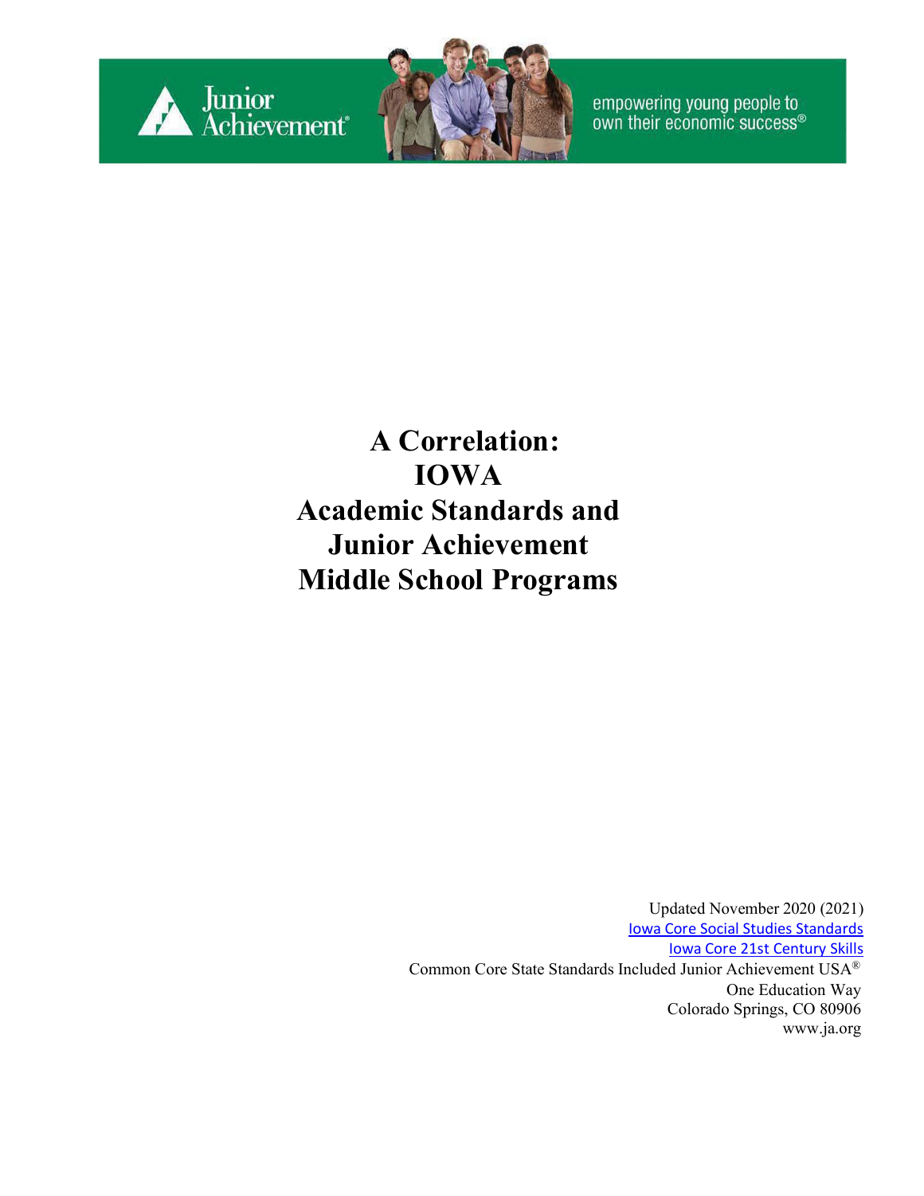Junior Achievement®

empowering young people to own their economic success®

# A Correlation: IOWA Academic Standards and Junior Achievement Middle School Programs

Updated November 2020 (2021)

Iowa Core Social Studies Standards

Iowa Core 21st Century Skills

Common Core State Standards Included Junior Achievement USA®

One Education Way

Colorado Springs, CO 80906

www.ja.org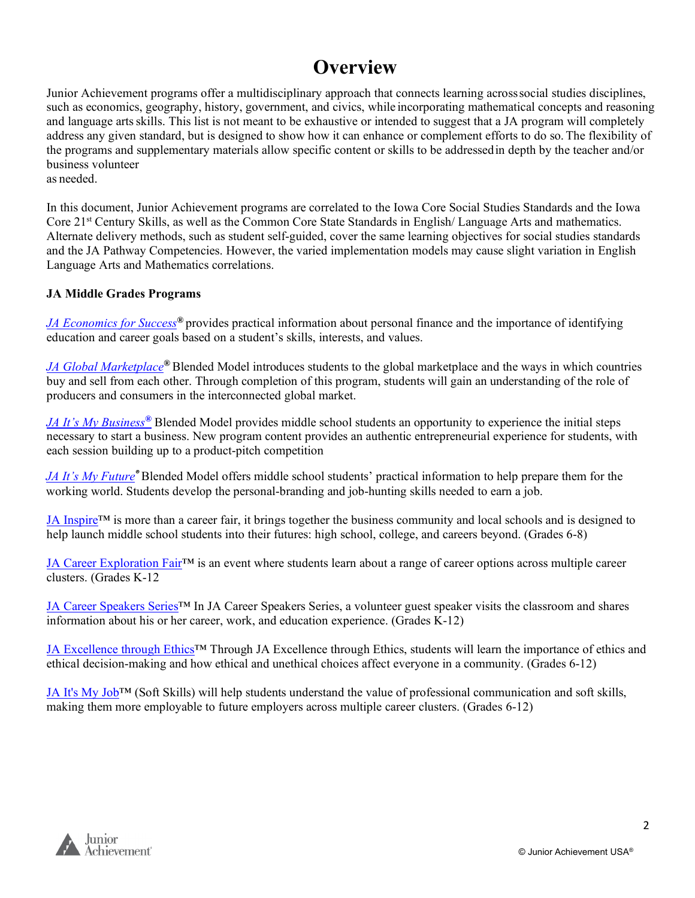# Overview

Junior Achievement programs offer a multidisciplinary approach that connects learning across social studies disciplines, such as economics, geography, history, government, and civics, while incorporating mathematical concepts and reasoning and language arts skills. This list is not meant to be exhaustive or intended to suggest that a JA program will completely address any given standard, but is designed to show how it can enhance or complement efforts to do so. The flexibility of the programs and supplementary materials allow specific content or skills to be addressed in depth by the teacher and/or business volunteer as needed.

In this document, Junior Achievement programs are correlated to the Iowa Core Social Studies Standards and the Iowa Core 21st Century Skills, as well as the Common Core State Standards in English/ Language Arts and mathematics. Alternate delivery methods, such as student self-guided, cover the same learning objectives for social studies standards and the JA Pathway Competencies. However, the varied implementation models may cause slight variation in English Language Arts and Mathematics correlations.

**JA Middle Grades Programs**

*JA Economics for Success*® provides practical information about personal finance and the importance of identifying education and career goals based on a student's skills, interests, and values.

*JA Global Marketplace*® Blended Model introduces students to the global marketplace and the ways in which countries buy and sell from each other. Through completion of this program, students will gain an understanding of the role of producers and consumers in the interconnected global market.

*JA It's My Business*® Blended Model provides middle school students an opportunity to experience the initial steps necessary to start a business. New program content provides an authentic entrepreneurial experience for students, with each session building up to a product-pitch competition

*JA It's My Future*® Blended Model offers middle school students' practical information to help prepare them for the working world. Students develop the personal-branding and job-hunting skills needed to earn a job.

JA Inspire™ is more than a career fair, it brings together the business community and local schools and is designed to help launch middle school students into their futures: high school, college, and careers beyond. (Grades 6-8)

JA Career Exploration Fair™ is an event where students learn about a range of career options across multiple career clusters. (Grades K-12

JA Career Speakers Series™ In JA Career Speakers Series, a volunteer guest speaker visits the classroom and shares information about his or her career, work, and education experience. (Grades K-12)

JA Excellence through Ethics™ Through JA Excellence through Ethics, students will learn the importance of ethics and ethical decision-making and how ethical and unethical choices affect everyone in a community. (Grades 6-12)

JA It's My Job™ (Soft Skills) will help students understand the value of professional communication and soft skills, making them more employable to future employers across multiple career clusters. (Grades 6-12)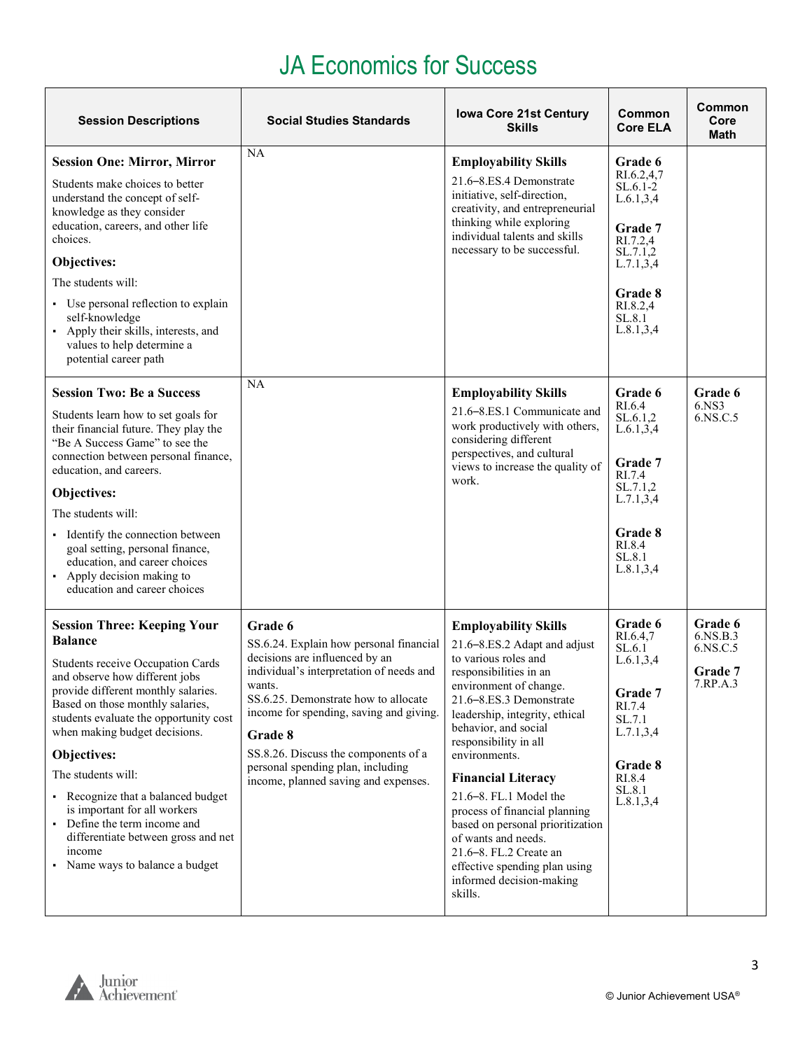# JA Economics for Success

| Session Descriptions | Social Studies Standards | Iowa Core 21st Century Skills | Common Core ELA | Common Core Math |
|---|---|---|---|---|
| **Session One: Mirror, Mirror**<br><br>Students make choices to better understand the concept of self-knowledge as they consider education, careers, and other life choices.<br><br>**Objectives:**<br><br>The students will:<br><br>▪ Use personal reflection to explain self-knowledge<br>▪ Apply their skills, interests, and values to help determine a potential career path | NA | **Employability Skills**<br><br>21.6–8.ES.4 Demonstrate initiative, self-direction, creativity, and entrepreneurial thinking while exploring individual talents and skills necessary to be successful. | **Grade 6**<br>RI.6.2,4,7<br>SL.6.1-2<br>L.6.1,3,4<br><br>**Grade 7**<br>RI.7.2,4<br>SL.7.1,2<br>L.7.1,3,4<br><br>**Grade 8**<br>RI.8.2,4<br>SL.8.1<br>L.8.1,3,4 | |
| **Session Two: Be a Success**<br><br>Students learn how to set goals for their financial future. They play the "Be A Success Game" to see the connection between personal finance, education, and careers.<br><br>**Objectives:**<br><br>The students will:<br><br>▪ Identify the connection between goal setting, personal finance, education, and career choices<br>▪ Apply decision making to education and career choices | NA | **Employability Skills**<br><br>21.6–8.ES.1 Communicate and work productively with others, considering different perspectives, and cultural views to increase the quality of work. | **Grade 6**<br>RI.6.4<br>SL.6.1,2<br>L.6.1,3,4<br><br>**Grade 7**<br>RI.7.4<br>SL.7.1,2<br>L.7.1,3,4<br><br>**Grade 8**<br>RI.8.4<br>SL.8.1<br>L.8.1,3,4 | **Grade 6**<br>6.NS3<br>6.NS.C.5 |
| **Session Three: Keeping Your Balance**<br><br>Students receive Occupation Cards and observe how different jobs provide different monthly salaries. Based on those monthly salaries, students evaluate the opportunity cost when making budget decisions.<br><br>**Objectives:**<br><br>The students will:<br><br>▪ Recognize that a balanced budget is important for all workers<br>▪ Define the term income and differentiate between gross and net income<br>▪ Name ways to balance a budget | **Grade 6**<br>SS.6.24. Explain how personal financial decisions are influenced by an individual's interpretation of needs and wants.<br>SS.6.25. Demonstrate how to allocate income for spending, saving and giving.<br><br>**Grade 8**<br>SS.8.26. Discuss the components of a personal spending plan, including income, planned saving and expenses. | **Employability Skills**<br><br>21.6–8.ES.2 Adapt and adjust to various roles and responsibilities in an environment of change.<br>21.6–8.ES.3 Demonstrate leadership, integrity, ethical behavior, and social responsibility in all environments.<br><br>**Financial Literacy**<br><br>21.6–8. FL.1 Model the process of financial planning based on personal prioritization of wants and needs.<br>21.6–8. FL.2 Create an effective spending plan using informed decision-making skills. | **Grade 6**<br>RI.6.4,7<br>SL.6.1<br>L.6.1,3,4<br><br>**Grade 7**<br>RI.7.4<br>SL.7.1<br>L.7.1,3,4<br><br>**Grade 8**<br>RI.8.4<br>SL.8.1<br>L.8.1,3,4 | **Grade 6**<br>6.NS.B.3<br>6.NS.C.5<br><br>**Grade 7**<br>7.RP.A.3 |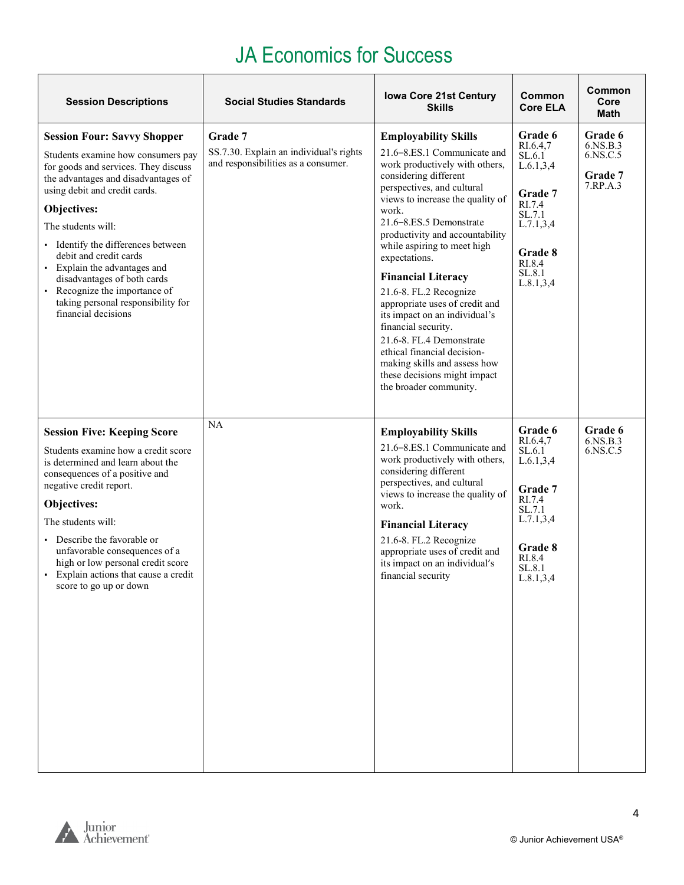# JA Economics for Success

| Session Descriptions | Social Studies Standards | Iowa Core 21st Century Skills | Common Core ELA | Common Core Math |
|---|---|---|---|---|
| **Session Four: Savvy Shopper**<br>Students examine how consumers pay for goods and services. They discuss the advantages and disadvantages of using debit and credit cards.<br>**Objectives:**<br>The students will:<br>▪ Identify the differences between debit and credit cards<br>▪ Explain the advantages and disadvantages of both cards<br>▪ Recognize the importance of taking personal responsibility for financial decisions | **Grade 7**<br>SS.7.30. Explain an individual's rights and responsibilities as a consumer. | **Employability Skills**<br>21.6–8.ES.1 Communicate and work productively with others, considering different perspectives, and cultural views to increase the quality of work.<br>21.6–8.ES.5 Demonstrate productivity and accountability while aspiring to meet high expectations.<br>**Financial Literacy**<br>21.6-8. FL.2 Recognize appropriate uses of credit and its impact on an individual's financial security.<br>21.6-8. FL.4 Demonstrate ethical financial decision-making skills and assess how these decisions might impact the broader community. | **Grade 6**<br>RI.6.4,7<br>SL.6.1<br>L.6.1,3,4<br>**Grade 7**<br>RI.7.4<br>SL.7.1<br>L.7.1,3,4<br>**Grade 8**<br>RI.8.4<br>SL.8.1<br>L.8.1,3,4 | **Grade 6**<br>6.NS.B.3<br>6.NS.C.5<br>**Grade 7**<br>7.RP.A.3 |
| **Session Five: Keeping Score**<br>Students examine how a credit score is determined and learn about the consequences of a positive and negative credit report.<br>**Objectives:**<br>The students will:<br>▪ Describe the favorable or unfavorable consequences of a high or low personal credit score<br>▪ Explain actions that cause a credit score to go up or down | NA | **Employability Skills**<br>21.6–8.ES.1 Communicate and work productively with others, considering different perspectives, and cultural views to increase the quality of work.<br>**Financial Literacy**<br>21.6-8. FL.2 Recognize appropriate uses of credit and its impact on an individual's financial security | **Grade 6**<br>RI.6.4,7<br>SL.6.1<br>L.6.1,3,4<br>**Grade 7**<br>RI.7.4<br>SL.7.1<br>L.7.1,3,4<br>**Grade 8**<br>RI.8.4<br>SL.8.1<br>L.8.1,3,4 | **Grade 6**<br>6.NS.B.3<br>6.NS.C.5 |

© Junior Achievement USA®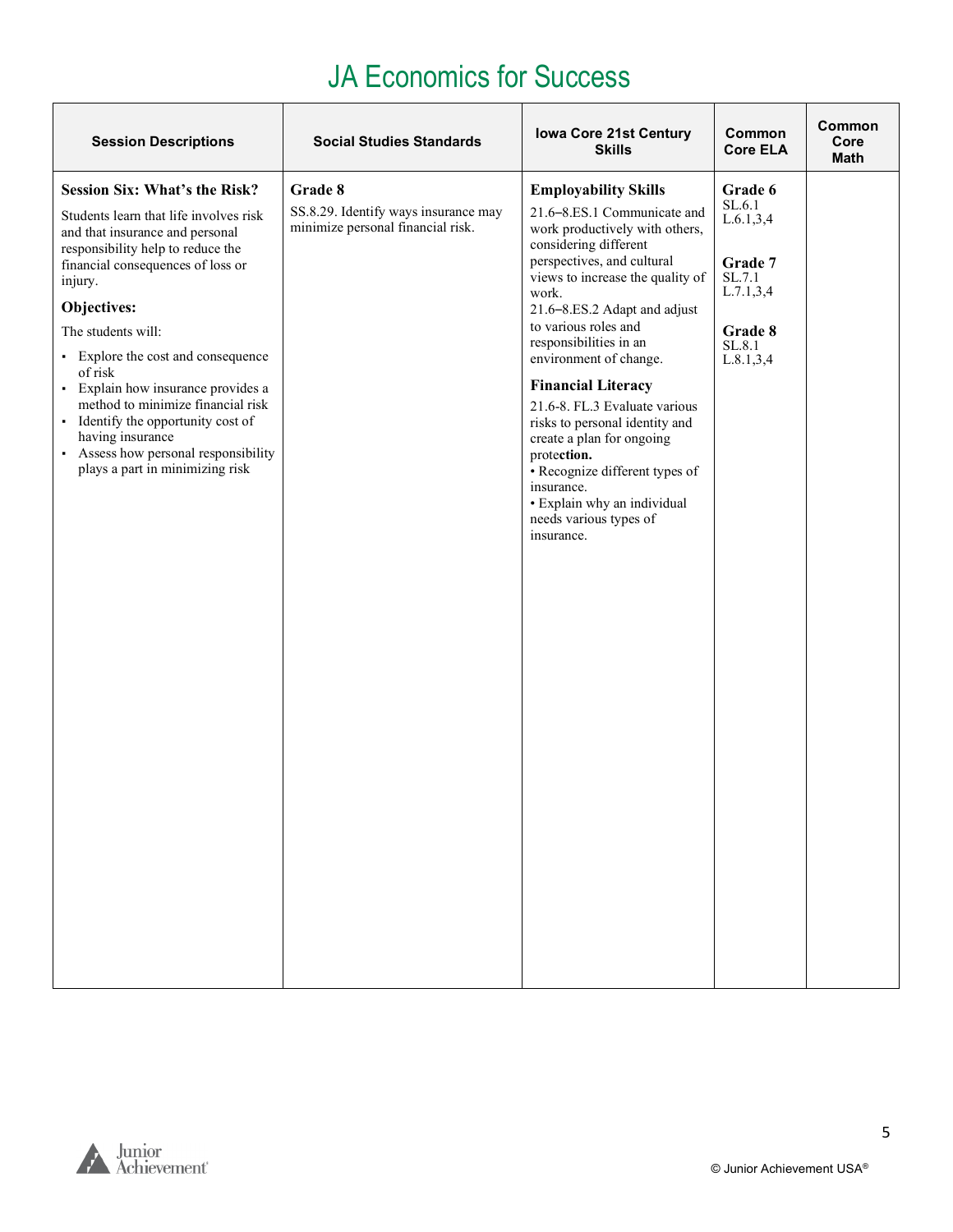# JA Economics for Success

| Session Descriptions | Social Studies Standards | Iowa Core 21st Century Skills | Common Core ELA | Common Core Math |
|---|---|---|---|---|
| **Session Six: What's the Risk?**<br>Students learn that life involves risk and that insurance and personal responsibility help to reduce the financial consequences of loss or injury.<br>**Objectives:**<br>The students will:<br>▪ Explore the cost and consequence of risk<br>▪ Explain how insurance provides a method to minimize financial risk<br>▪ Identify the opportunity cost of having insurance<br>▪ Assess how personal responsibility plays a part in minimizing risk | **Grade 8**<br>SS.8.29. Identify ways insurance may minimize personal financial risk. | **Employability Skills**<br>21.6–8.ES.1 Communicate and work productively with others, considering different perspectives, and cultural views to increase the quality of work.<br>21.6–8.ES.2 Adapt and adjust to various roles and responsibilities in an environment of change.<br>**Financial Literacy**<br>21.6-8. FL.3 Evaluate various risks to personal identity and create a plan for ongoing prote**ction.**<br>• Recognize different types of insurance.<br>• Explain why an individual needs various types of insurance. | **Grade 6**<br>SL.6.1<br>L.6.1,3,4<br>**Grade 7**<br>SL.7.1<br>L.7.1,3,4<br>**Grade 8**<br>SL.8.1<br>L.8.1,3,4 | |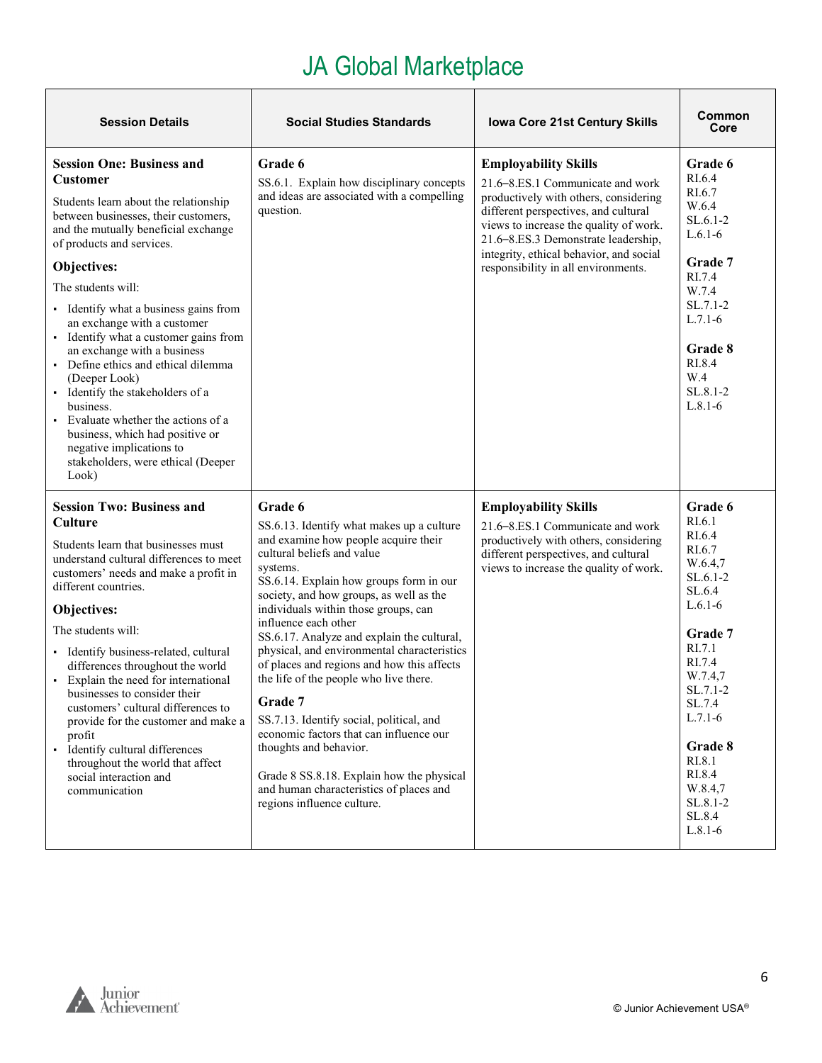# JA Global Marketplace

| Session Details | Social Studies Standards | Iowa Core 21st Century Skills | Common Core |
|---|---|---|---|
| **Session One: Business and Customer**<br><br>Students learn about the relationship between businesses, their customers, and the mutually beneficial exchange of products and services.<br><br>**Objectives:**<br><br>The students will:<br><br>▪ Identify what a business gains from an exchange with a customer<br>▪ Identify what a customer gains from an exchange with a business<br>▪ Define ethics and ethical dilemma (Deeper Look)<br>▪ Identify the stakeholders of a business.<br>▪ Evaluate whether the actions of a business, which had positive or negative implications to stakeholders, were ethical (Deeper Look) | **Grade 6**<br>SS.6.1. Explain how disciplinary concepts and ideas are associated with a compelling question. | **Employability Skills**<br>21.6–8.ES.1 Communicate and work productively with others, considering different perspectives, and cultural views to increase the quality of work.<br>21.6–8.ES.3 Demonstrate leadership, integrity, ethical behavior, and social responsibility in all environments. | **Grade 6**<br>RI.6.4<br>RI.6.7<br>W.6.4<br>SL.6.1-2<br>L.6.1-6<br><br>**Grade 7**<br>RI.7.4<br>W.7.4<br>SL.7.1-2<br>L.7.1-6<br><br>**Grade 8**<br>RI.8.4<br>W.4<br>SL.8.1-2<br>L.8.1-6 |
| **Session Two: Business and Culture**<br><br>Students learn that businesses must understand cultural differences to meet customers' needs and make a profit in different countries.<br><br>**Objectives:**<br><br>The students will:<br><br>▪ Identify business-related, cultural differences throughout the world<br>▪ Explain the need for international businesses to consider their customers' cultural differences to provide for the customer and make a profit<br>▪ Identify cultural differences throughout the world that affect social interaction and communication | **Grade 6**<br>SS.6.13. Identify what makes up a culture and examine how people acquire their cultural beliefs and value systems.<br>SS.6.14. Explain how groups form in our society, and how groups, as well as the individuals within those groups, can influence each other<br>SS.6.17. Analyze and explain the cultural, physical, and environmental characteristics of places and regions and how this affects the life of the people who live there.<br><br>**Grade 7**<br>SS.7.13. Identify social, political, and economic factors that can influence our thoughts and behavior.<br><br>Grade 8 SS.8.18. Explain how the physical and human characteristics of places and regions influence culture. | **Employability Skills**<br>21.6–8.ES.1 Communicate and work productively with others, considering different perspectives, and cultural views to increase the quality of work. | **Grade 6**<br>RI.6.1<br>RI.6.4<br>RI.6.7<br>W.6.4,7<br>SL.6.1-2<br>SL.6.4<br>L.6.1-6<br><br>**Grade 7**<br>RI.7.1<br>RI.7.4<br>W.7.4,7<br>SL.7.1-2<br>SL.7.4<br>L.7.1-6<br><br>**Grade 8**<br>RI.8.1<br>RI.8.4<br>W.8.4,7<br>SL.8.1-2<br>SL.8.4<br>L.8.1-6 |

© Junior Achievement USA®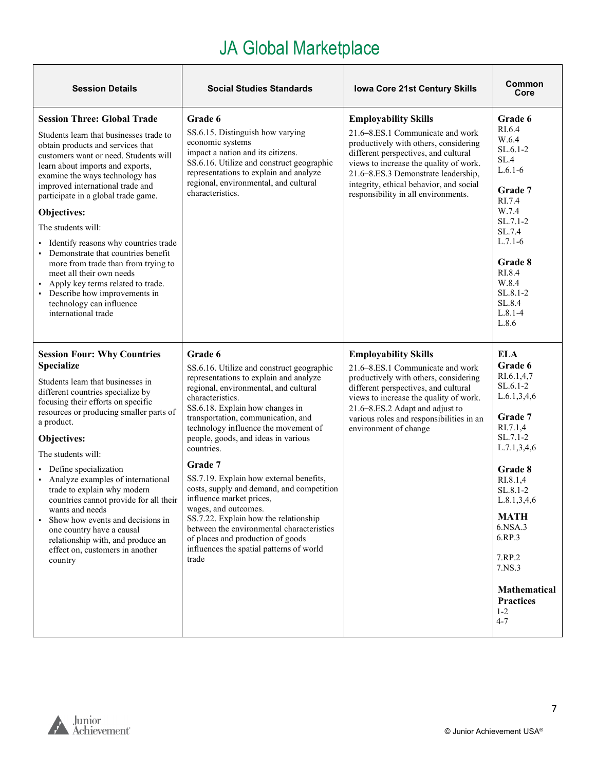# JA Global Marketplace

| Session Details | Social Studies Standards | Iowa Core 21st Century Skills | Common Core |
|---|---|---|---|
| **Session Three: Global Trade**<br><br>Students learn that businesses trade to obtain products and services that customers want or need. Students will learn about imports and exports, examine the ways technology has improved international trade and participate in a global trade game.<br><br>**Objectives:**<br><br>The students will:<br><br>▪ Identify reasons why countries trade<br>▪ Demonstrate that countries benefit more from trade than from trying to meet all their own needs<br>▪ Apply key terms related to trade.<br>▪ Describe how improvements in technology can influence international trade | **Grade 6**<br>SS.6.15. Distinguish how varying economic systems impact a nation and its citizens.<br>SS.6.16. Utilize and construct geographic representations to explain and analyze regional, environmental, and cultural characteristics. | **Employability Skills**<br>21.6–8.ES.1 Communicate and work productively with others, considering different perspectives, and cultural views to increase the quality of work.<br>21.6–8.ES.3 Demonstrate leadership, integrity, ethical behavior, and social responsibility in all environments. | **Grade 6**<br>RI.6.4<br>W.6.4<br>SL.6.1-2<br>SL.4<br>L.6.1-6<br><br>**Grade 7**<br>RI.7.4<br>W.7.4<br>SL.7.1-2<br>SL.7.4<br>L.7.1-6<br><br>**Grade 8**<br>RI.8.4<br>W.8.4<br>SL.8.1-2<br>SL.8.4<br>L.8.1-4<br>L.8.6 |
| **Session Four: Why Countries Specialize**<br><br>Students learn that businesses in different countries specialize by focusing their efforts on specific resources or producing smaller parts of a product.<br><br>**Objectives:**<br><br>The students will:<br><br>▪ Define specialization<br>▪ Analyze examples of international trade to explain why modern countries cannot provide for all their wants and needs<br>▪ Show how events and decisions in one country have a causal relationship with, and produce an effect on, customers in another country | **Grade 6**<br>SS.6.16. Utilize and construct geographic representations to explain and analyze regional, environmental, and cultural characteristics.<br>SS.6.18. Explain how changes in transportation, communication, and technology influence the movement of people, goods, and ideas in various countries.<br><br>**Grade 7**<br>SS.7.19. Explain how external benefits, costs, supply and demand, and competition influence market prices, wages, and outcomes.<br>SS.7.22. Explain how the relationship between the environmental characteristics of places and production of goods influences the spatial patterns of world trade | **Employability Skills**<br>21.6–8.ES.1 Communicate and work productively with others, considering different perspectives, and cultural views to increase the quality of work.<br>21.6–8.ES.2 Adapt and adjust to various roles and responsibilities in an environment of change | **ELA**<br>**Grade 6**<br>RI.6.1,4,7<br>SL.6.1-2<br>L.6.1,3,4,6<br><br>**Grade 7**<br>RI.7.1,4<br>SL.7.1-2<br>L.7.1,3,4,6<br><br>**Grade 8**<br>RI.8.1,4<br>SL.8.1-2<br>L.8.1,3,4,6<br><br>**MATH**<br>6.NSA.3<br>6.RP.3<br><br>7.RP.2<br>7.NS.3<br><br>**Mathematical Practices**<br>1-2<br>4-7 |

© Junior Achievement USA®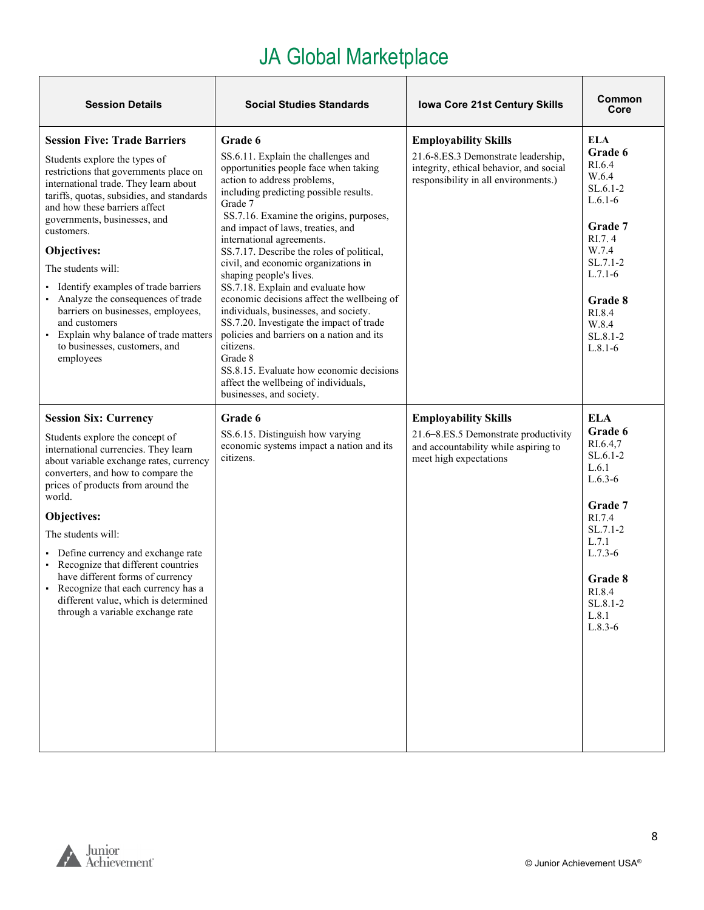# JA Global Marketplace

| Session Details | Social Studies Standards | Iowa Core 21st Century Skills | Common Core |
|---|---|---|---|
| **Session Five: Trade Barriers**<br><br>Students explore the types of restrictions that governments place on international trade. They learn about tariffs, quotas, subsidies, and standards and how these barriers affect governments, businesses, and customers.<br><br>**Objectives:**<br><br>The students will:<br>▪ Identify examples of trade barriers<br>▪ Analyze the consequences of trade barriers on businesses, employees, and customers<br>▪ Explain why balance of trade matters to businesses, customers, and employees | **Grade 6**<br>SS.6.11. Explain the challenges and opportunities people face when taking action to address problems, including predicting possible results.<br>Grade 7<br>SS.7.16. Examine the origins, purposes, and impact of laws, treaties, and international agreements.<br>SS.7.17. Describe the roles of political, civil, and economic organizations in shaping people's lives.<br>SS.7.18. Explain and evaluate how economic decisions affect the wellbeing of individuals, businesses, and society.<br>SS.7.20. Investigate the impact of trade policies and barriers on a nation and its citizens.<br>Grade 8<br>SS.8.15. Evaluate how economic decisions affect the wellbeing of individuals, businesses, and society. | **Employability Skills**<br>21.6-8.ES.3 Demonstrate leadership, integrity, ethical behavior, and social responsibility in all environments.) | **ELA**<br>**Grade 6**<br>RI.6.4<br>W.6.4<br>SL.6.1-2<br>L.6.1-6<br><br>**Grade 7**<br>RI.7. 4<br>W.7.4<br>SL.7.1-2<br>L.7.1-6<br><br>**Grade 8**<br>RI.8.4<br>W.8.4<br>SL.8.1-2<br>L.8.1-6 |
| **Session Six: Currency**<br><br>Students explore the concept of international currencies. They learn about variable exchange rates, currency converters, and how to compare the prices of products from around the world.<br><br>**Objectives:**<br><br>The students will:<br>▪ Define currency and exchange rate<br>▪ Recognize that different countries have different forms of currency<br>▪ Recognize that each currency has a different value, which is determined through a variable exchange rate | **Grade 6**<br>SS.6.15. Distinguish how varying economic systems impact a nation and its citizens. | **Employability Skills**<br>21.6–8.ES.5 Demonstrate productivity and accountability while aspiring to meet high expectations | **ELA**<br>**Grade 6**<br>RI.6.4,7<br>SL.6.1-2<br>L.6.1<br>L.6.3-6<br><br>**Grade 7**<br>RI.7.4<br>SL.7.1-2<br>L.7.1<br>L.7.3-6<br><br>**Grade 8**<br>RI.8.4<br>SL.8.1-2<br>L.8.1<br>L.8.3-6 |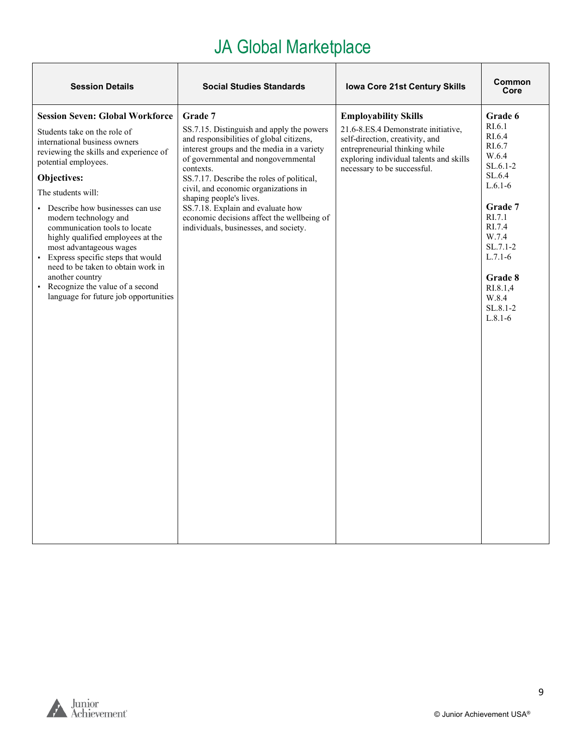# JA Global Marketplace

| Session Details | Social Studies Standards | Iowa Core 21st Century Skills | Common Core |
|---|---|---|---|
| **Session Seven: Global Workforce**<br>Students take on the role of international business owners reviewing the skills and experience of potential employees.<br>**Objectives:**<br>The students will:<br>▪ Describe how businesses can use modern technology and communication tools to locate highly qualified employees at the most advantageous wages<br>▪ Express specific steps that would need to be taken to obtain work in another country<br>▪ Recognize the value of a second language for future job opportunities | **Grade 7**<br>SS.7.15. Distinguish and apply the powers and responsibilities of global citizens, interest groups and the media in a variety of governmental and nongovernmental contexts.<br>SS.7.17. Describe the roles of political, civil, and economic organizations in shaping people's lives.<br>SS.7.18. Explain and evaluate how economic decisions affect the wellbeing of individuals, businesses, and society. | **Employability Skills**<br>21.6-8.ES.4 Demonstrate initiative, self-direction, creativity, and entrepreneurial thinking while exploring individual talents and skills necessary to be successful. | **Grade 6**<br>RI.6.1<br>RI.6.4<br>RI.6.7<br>W.6.4<br>SL.6.1-2<br>SL.6.4<br>L.6.1-6<br><br>**Grade 7**<br>RI.7.1<br>RI.7.4<br>W.7.4<br>SL.7.1-2<br>L.7.1-6<br><br>**Grade 8**<br>RI.8.1,4<br>W.8.4<br>SL.8.1-2<br>L.8.1-6 |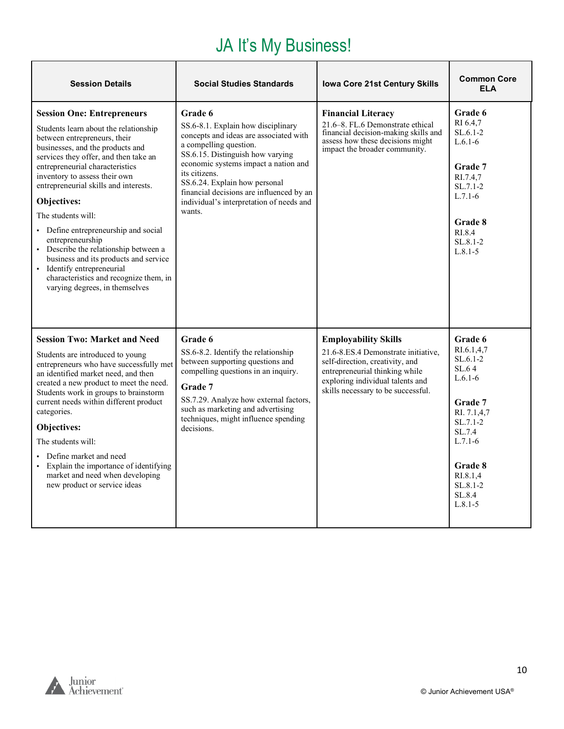# JA It's My Business!

| Session Details | Social Studies Standards | Iowa Core 21st Century Skills | Common Core ELA |
|---|---|---|---|
| **Session One: Entrepreneurs**<br>Students learn about the relationship between entrepreneurs, their businesses, and the products and services they offer, and then take an entrepreneurial characteristics inventory to assess their own entrepreneurial skills and interests.<br>**Objectives:**<br>The students will:<br>▪ Define entrepreneurship and social entrepreneurship<br>▪ Describe the relationship between a business and its products and service<br>▪ Identify entrepreneurial characteristics and recognize them, in varying degrees, in themselves | **Grade 6**<br>SS.6-8.1. Explain how disciplinary concepts and ideas are associated with a compelling question.<br>SS.6.15. Distinguish how varying economic systems impact a nation and its citizens.<br>SS.6.24. Explain how personal financial decisions are influenced by an individual's interpretation of needs and wants. | **Financial Literacy**<br>21.6–8. FL.6 Demonstrate ethical financial decision-making skills and assess how these decisions might impact the broader community. | **Grade 6**<br>RI 6.4,7<br>SL.6.1-2<br>L.6.1-6<br><br>**Grade 7**<br>RI.7.4,7<br>SL.7.1-2<br>L.7.1-6<br><br>**Grade 8**<br>RI.8.4<br>SL.8.1-2<br>L.8.1-5 |
| **Session Two: Market and Need**<br>Students are introduced to young entrepreneurs who have successfully met an identified market need, and then created a new product to meet the need. Students work in groups to brainstorm current needs within different product categories.<br>**Objectives:**<br>The students will:<br>▪ Define market and need<br>▪ Explain the importance of identifying market and need when developing new product or service ideas | **Grade 6**<br>SS.6-8.2. Identify the relationship between supporting questions and compelling questions in an inquiry.<br>**Grade 7**<br>SS.7.29. Analyze how external factors, such as marketing and advertising techniques, might influence spending decisions. | **Employability Skills**<br>21.6-8.ES.4 Demonstrate initiative, self-direction, creativity, and entrepreneurial thinking while exploring individual talents and skills necessary to be successful. | **Grade 6**<br>RI.6.1,4,7<br>SL.6.1-2<br>SL.6 4<br>L.6.1-6<br><br>**Grade 7**<br>RI. 7.1,4,7<br>SL.7.1-2<br>SL.7.4<br>L.7.1-6<br><br>**Grade 8**<br>RI.8.1,4<br>SL.8.1-2<br>SL.8.4<br>L.8.1-5 |

© Junior Achievement USA®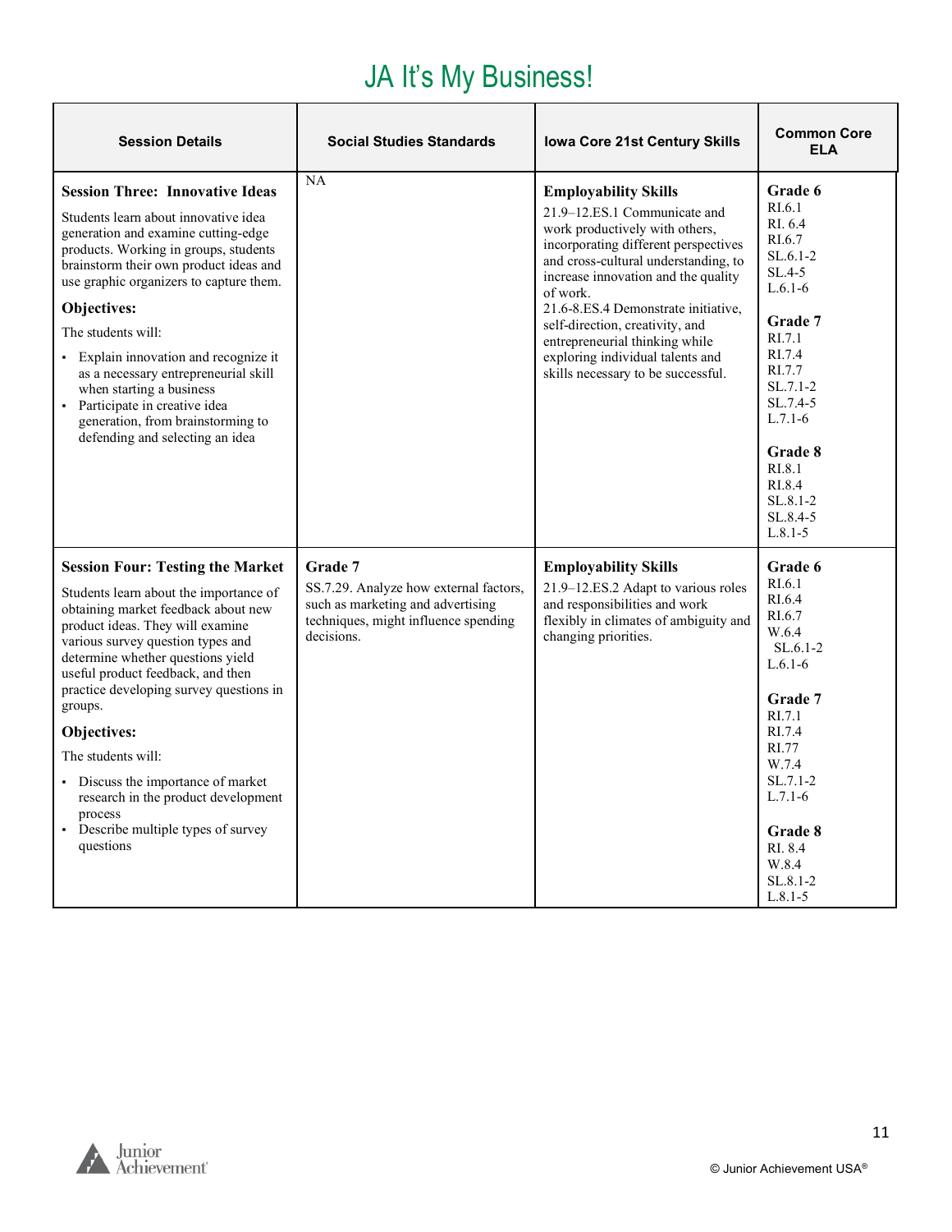# JA It's My Business!

| Session Details | Social Studies Standards | Iowa Core 21st Century Skills | Common Core ELA |
|---|---|---|---|
| **Session Three: Innovative Ideas**<br><br>Students learn about innovative idea generation and examine cutting-edge products. Working in groups, students brainstorm their own product ideas and use graphic organizers to capture them.<br><br>**Objectives:**<br><br>The students will:<br><br>▪ Explain innovation and recognize it as a necessary entrepreneurial skill when starting a business<br>▪ Participate in creative idea generation, from brainstorming to defending and selecting an idea | NA | **Employability Skills**<br>21.9–12.ES.1 Communicate and work productively with others, incorporating different perspectives and cross-cultural understanding, to increase innovation and the quality of work.<br>21.6-8.ES.4 Demonstrate initiative, self-direction, creativity, and entrepreneurial thinking while exploring individual talents and skills necessary to be successful. | **Grade 6**<br>RI.6.1<br>RI. 6.4<br>RI.6.7<br>SL.6.1-2<br>SL.4-5<br>L.6.1-6<br><br>**Grade 7**<br>RI.7.1<br>RI.7.4<br>RI.7.7<br>SL.7.1-2<br>SL.7.4-5<br>L.7.1-6<br><br>**Grade 8**<br>RI.8.1<br>RI.8.4<br>SL.8.1-2<br>SL.8.4-5<br>L.8.1-5 |
| **Session Four: Testing the Market**<br><br>Students learn about the importance of obtaining market feedback about new product ideas. They will examine various survey question types and determine whether questions yield useful product feedback, and then practice developing survey questions in groups.<br><br>**Objectives:**<br><br>The students will:<br><br>▪ Discuss the importance of market research in the product development process<br>▪ Describe multiple types of survey questions | **Grade 7**<br>SS.7.29. Analyze how external factors, such as marketing and advertising techniques, might influence spending decisions. | **Employability Skills**<br>21.9–12.ES.2 Adapt to various roles and responsibilities and work flexibly in climates of ambiguity and changing priorities. | **Grade 6**<br>RI.6.1<br>RI.6.4<br>RI.6.7<br>W.6.4<br>SL.6.1-2<br>L.6.1-6<br><br>**Grade 7**<br>RI.7.1<br>RI.7.4<br>RI.77<br>W.7.4<br>SL.7.1-2<br>L.7.1-6<br><br>**Grade 8**<br>RI. 8.4<br>W.8.4<br>SL.8.1-2<br>L.8.1-5 |

© Junior Achievement USA®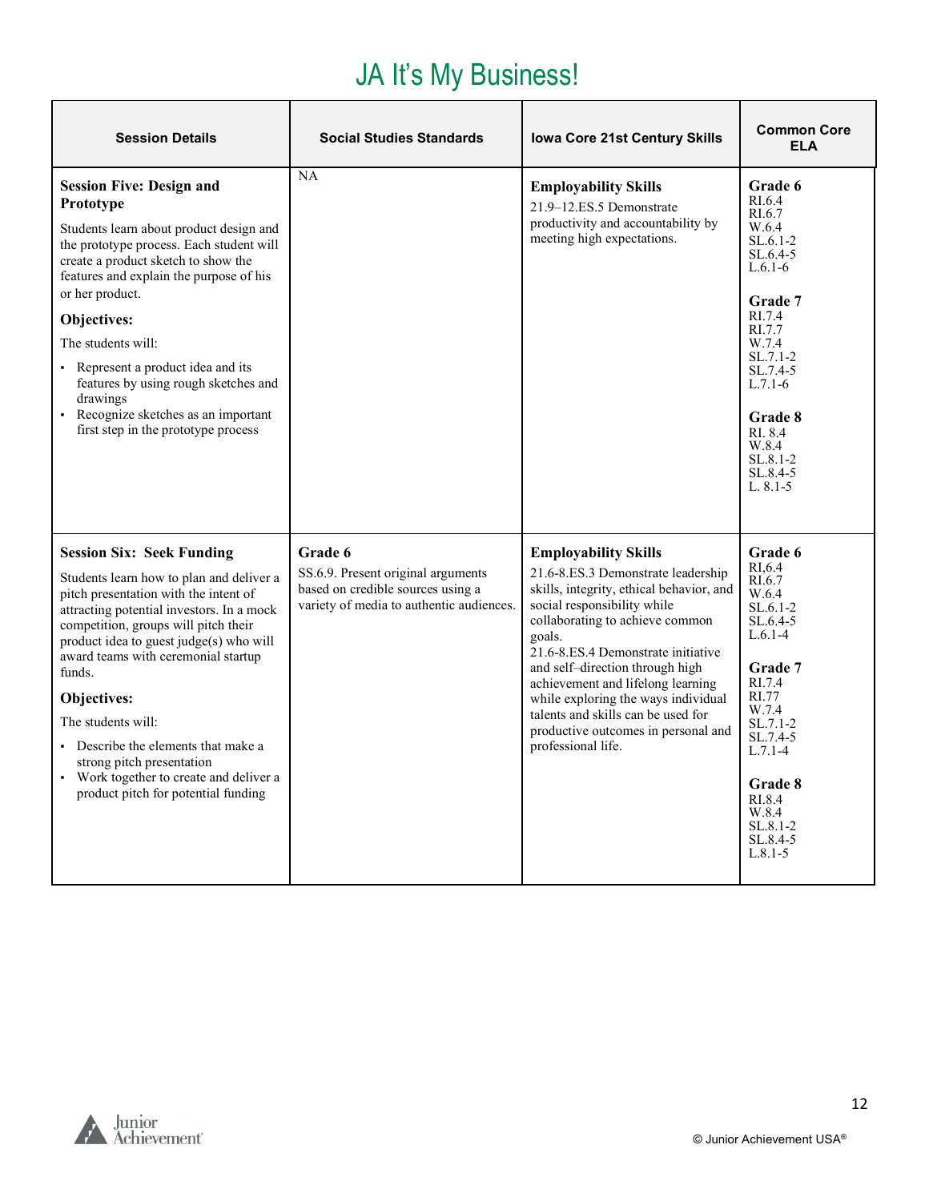# JA It's My Business!

| Session Details | Social Studies Standards | Iowa Core 21st Century Skills | Common Core ELA |
|---|---|---|---|
| **Session Five: Design and Prototype**<br><br>Students learn about product design and the prototype process. Each student will create a product sketch to show the features and explain the purpose of his or her product.<br><br>**Objectives:**<br><br>The students will:<br><br>▪ Represent a product idea and its features by using rough sketches and drawings<br>▪ Recognize sketches as an important first step in the prototype process | NA | **Employability Skills**<br>21.9–12.ES.5 Demonstrate productivity and accountability by meeting high expectations. | **Grade 6**<br>RI.6.4<br>RI.6.7<br>W.6.4<br>SL.6.1-2<br>SL.6.4-5<br>L.6.1-6<br><br>**Grade 7**<br>RI.7.4<br>RI.7.7<br>W.7.4<br>SL.7.1-2<br>SL.7.4-5<br>L.7.1-6<br><br>**Grade 8**<br>RI. 8.4<br>W.8.4<br>SL.8.1-2<br>SL.8.4-5<br>L. 8.1-5 |
| **Session Six: Seek Funding**<br><br>Students learn how to plan and deliver a pitch presentation with the intent of attracting potential investors. In a mock competition, groups will pitch their product idea to guest judge(s) who will award teams with ceremonial startup funds.<br><br>**Objectives:**<br><br>The students will:<br><br>▪ Describe the elements that make a strong pitch presentation<br>▪ Work together to create and deliver a product pitch for potential funding | **Grade 6**<br>SS.6.9. Present original arguments based on credible sources using a variety of media to authentic audiences. | **Employability Skills**<br>21.6-8.ES.3 Demonstrate leadership skills, integrity, ethical behavior, and social responsibility while collaborating to achieve common goals.<br>21.6-8.ES.4 Demonstrate initiative and self–direction through high achievement and lifelong learning while exploring the ways individual talents and skills can be used for productive outcomes in personal and professional life. | **Grade 6**<br>RI,6.4<br>RI.6.7<br>W.6.4<br>SL.6.1-2<br>SL.6.4-5<br>L.6.1-4<br><br>**Grade 7**<br>RI.7.4<br>RI.77<br>W.7.4<br>SL.7.1-2<br>SL.7.4-5<br>L.7.1-4<br><br>**Grade 8**<br>RI.8.4<br>W.8.4<br>SL.8.1-2<br>SL.8.4-5<br>L.8.1-5 |

© Junior Achievement USA®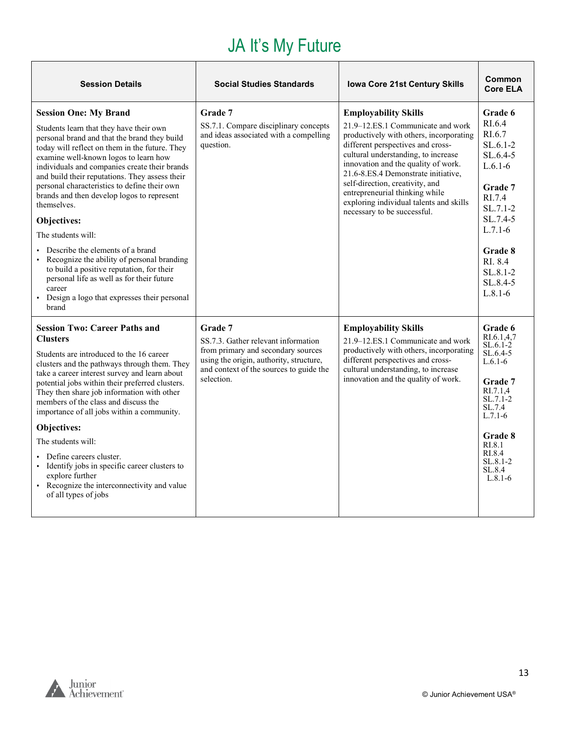# JA It's My Future

| Session Details | Social Studies Standards | Iowa Core 21st Century Skills | Common Core ELA |
|---|---|---|---|
| **Session One: My Brand**<br><br>Students learn that they have their own personal brand and that the brand they build today will reflect on them in the future. They examine well-known logos to learn how individuals and companies create their brands and build their reputations. They assess their personal characteristics to define their own brands and then develop logos to represent themselves.<br><br>**Objectives:**<br><br>The students will:<br><br>▪ Describe the elements of a brand<br>▪ Recognize the ability of personal branding to build a positive reputation, for their personal life as well as for their future career<br>▪ Design a logo that expresses their personal brand | **Grade 7**<br>SS.7.1. Compare disciplinary concepts and ideas associated with a compelling question. | **Employability Skills**<br>21.9–12.ES.1 Communicate and work productively with others, incorporating different perspectives and cross-cultural understanding, to increase innovation and the quality of work.<br>21.6-8.ES.4 Demonstrate initiative, self-direction, creativity, and entrepreneurial thinking while exploring individual talents and skills necessary to be successful. | **Grade 6**<br>RI.6.4<br>RI.6.7<br>SL.6.1-2<br>SL.6.4-5<br>L.6.1-6<br><br>**Grade 7**<br>RI.7.4<br>SL.7.1-2<br>SL.7.4-5<br>L.7.1-6<br><br>**Grade 8**<br>RI. 8.4<br>SL.8.1-2<br>SL.8.4-5<br>L.8.1-6 |
| **Session Two: Career Paths and Clusters**<br><br>Students are introduced to the 16 career clusters and the pathways through them. They take a career interest survey and learn about potential jobs within their preferred clusters. They then share job information with other members of the class and discuss the importance of all jobs within a community.<br><br>**Objectives:**<br><br>The students will:<br><br>▪ Define careers cluster.<br>▪ Identify jobs in specific career clusters to explore further<br>▪ Recognize the interconnectivity and value of all types of jobs | **Grade 7**<br>SS.7.3. Gather relevant information from primary and secondary sources using the origin, authority, structure, and context of the sources to guide the selection. | **Employability Skills**<br>21.9–12.ES.1 Communicate and work productively with others, incorporating different perspectives and cross-cultural understanding, to increase innovation and the quality of work. | **Grade 6**<br>RI.6.1,4,7<br>SL.6.1-2<br>SL.6.4-5<br>L.6.1-6<br><br>**Grade 7**<br>RI.7.1,4<br>SL.7.1-2<br>SL.7.4<br>L.7.1-6<br><br>**Grade 8**<br>RI.8.1<br>RI.8.4<br>SL.8.1-2<br>SL.8.4<br>L.8.1-6 |

© Junior Achievement USA®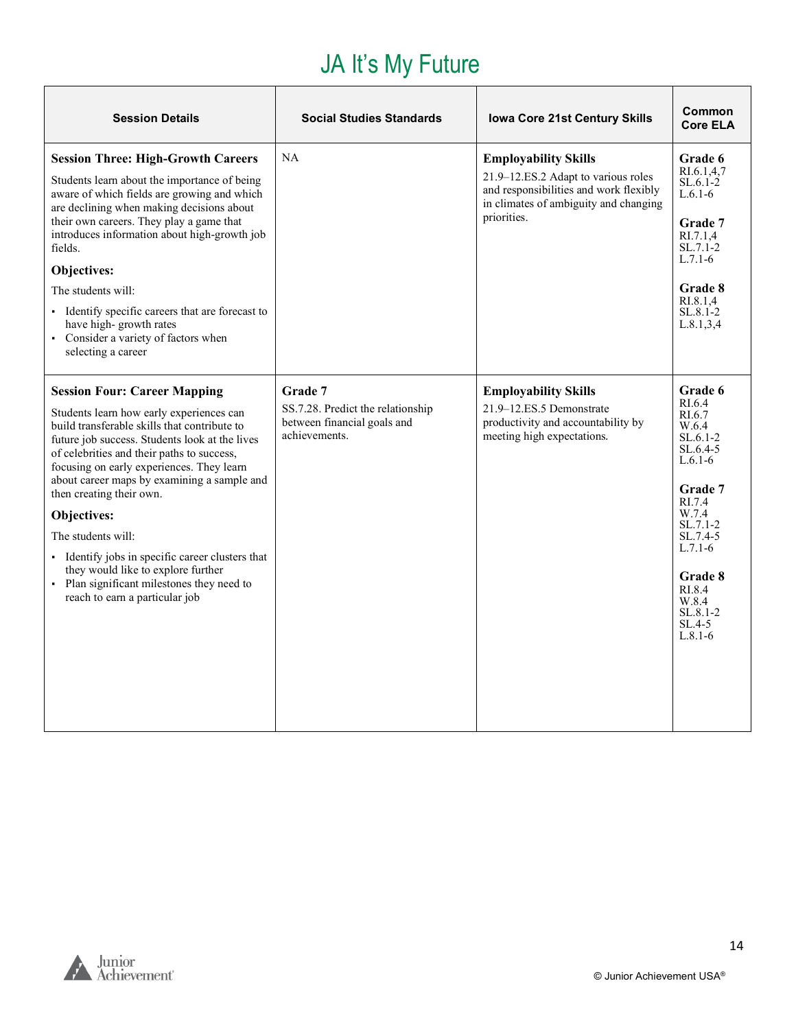# JA It's My Future

| Session Details | Social Studies Standards | Iowa Core 21st Century Skills | Common Core ELA |
|---|---|---|---|
| **Session Three: High-Growth Careers**<br><br>Students learn about the importance of being aware of which fields are growing and which are declining when making decisions about their own careers. They play a game that introduces information about high-growth job fields.<br><br>**Objectives:**<br><br>The students will:<br><br>▪ Identify specific careers that are forecast to have high- growth rates<br>▪ Consider a variety of factors when selecting a career | NA | **Employability Skills**<br>21.9–12.ES.2 Adapt to various roles and responsibilities and work flexibly in climates of ambiguity and changing priorities. | **Grade 6**<br>RI.6.1,4,7<br>SL.6.1-2<br>L.6.1-6<br><br>**Grade 7**<br>RI.7.1,4<br>SL.7.1-2<br>L.7.1-6<br><br>**Grade 8**<br>RI.8.1,4<br>SL.8.1-2<br>L.8.1,3,4 |
| **Session Four: Career Mapping**<br><br>Students learn how early experiences can build transferable skills that contribute to future job success. Students look at the lives of celebrities and their paths to success, focusing on early experiences. They learn about career maps by examining a sample and then creating their own.<br><br>**Objectives:**<br><br>The students will:<br><br>▪ Identify jobs in specific career clusters that they would like to explore further<br>▪ Plan significant milestones they need to reach to earn a particular job | **Grade 7**<br>SS.7.28. Predict the relationship between financial goals and achievements. | **Employability Skills**<br>21.9–12.ES.5 Demonstrate productivity and accountability by meeting high expectations. | **Grade 6**<br>RI.6.4<br>RI.6.7<br>W.6.4<br>SL.6.1-2<br>SL.6.4-5<br>L.6.1-6<br><br>**Grade 7**<br>RI.7.4<br>W.7.4<br>SL.7.1-2<br>SL.7.4-5<br>L.7.1-6<br><br>**Grade 8**<br>RI.8.4<br>W.8.4<br>SL.8.1-2<br>SL.4-5<br>L.8.1-6 |

© Junior Achievement USA®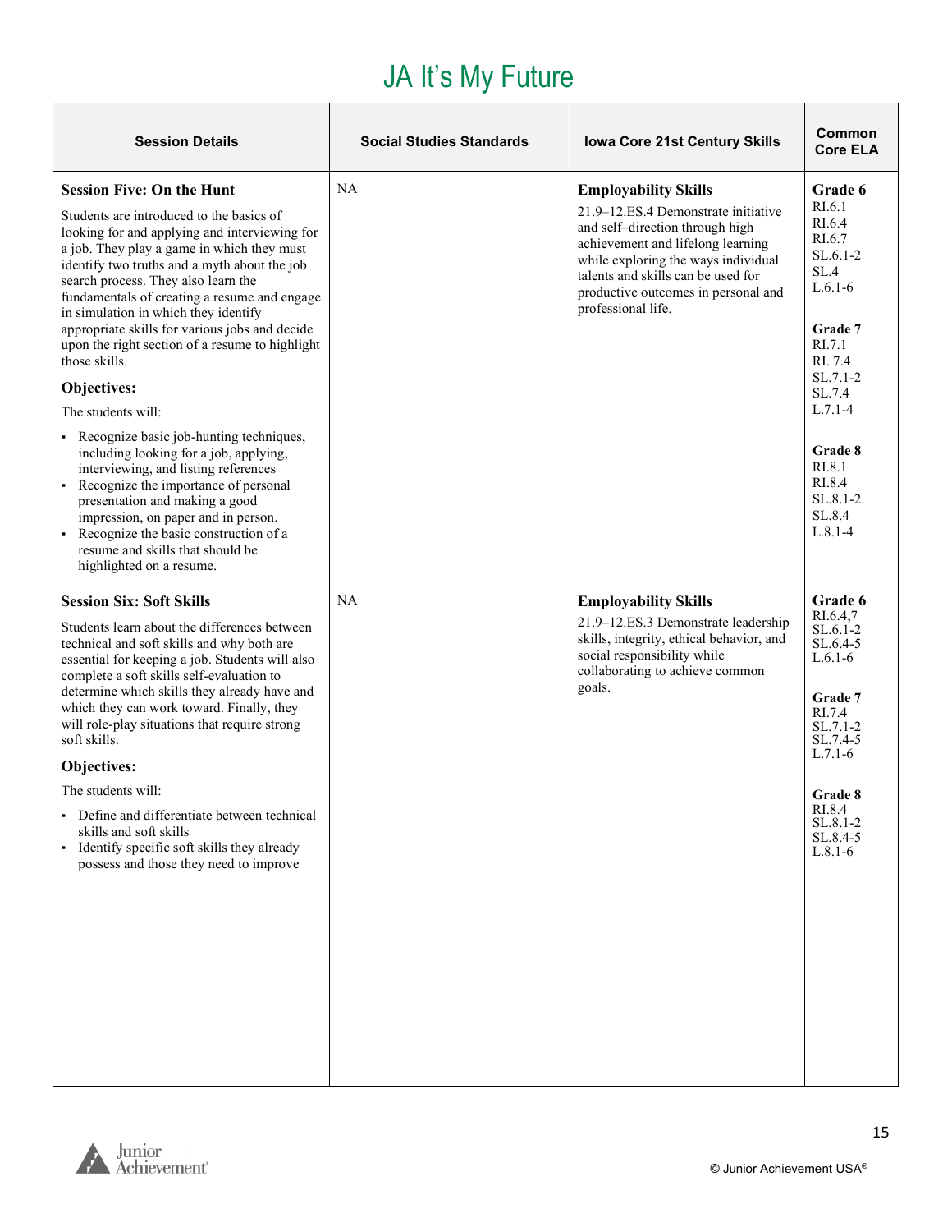# JA It's My Future

| Session Details | Social Studies Standards | Iowa Core 21st Century Skills | Common Core ELA |
|---|---|---|---|
| **Session Five: On the Hunt**<br><br>Students are introduced to the basics of looking for and applying and interviewing for a job. They play a game in which they must identify two truths and a myth about the job search process. They also learn the fundamentals of creating a resume and engage in simulation in which they identify appropriate skills for various jobs and decide upon the right section of a resume to highlight those skills.<br><br>**Objectives:**<br><br>The students will:<br>▪ Recognize basic job-hunting techniques, including looking for a job, applying, interviewing, and listing references<br>▪ Recognize the importance of personal presentation and making a good impression, on paper and in person.<br>▪ Recognize the basic construction of a resume and skills that should be highlighted on a resume. | NA | **Employability Skills**<br>21.9–12.ES.4 Demonstrate initiative and self–direction through high achievement and lifelong learning while exploring the ways individual talents and skills can be used for productive outcomes in personal and professional life. | **Grade 6**<br>RI.6.1<br>RI.6.4<br>RI.6.7<br>SL.6.1-2<br>SL.4<br>L.6.1-6<br><br>**Grade 7**<br>RI.7.1<br>RI. 7.4<br>SL.7.1-2<br>SL.7.4<br>L.7.1-4<br><br>**Grade 8**<br>RI.8.1<br>RI.8.4<br>SL.8.1-2<br>SL.8.4<br>L.8.1-4 |
| **Session Six: Soft Skills**<br><br>Students learn about the differences between technical and soft skills and why both are essential for keeping a job. Students will also complete a soft skills self-evaluation to determine which skills they already have and which they can work toward. Finally, they will role-play situations that require strong soft skills.<br><br>**Objectives:**<br><br>The students will:<br>▪ Define and differentiate between technical skills and soft skills<br>▪ Identify specific soft skills they already possess and those they need to improve | NA | **Employability Skills**<br>21.9–12.ES.3 Demonstrate leadership skills, integrity, ethical behavior, and social responsibility while collaborating to achieve common goals. | **Grade 6**<br>RI.6.4,7<br>SL.6.1-2<br>SL.6.4-5<br>L.6.1-6<br><br>**Grade 7**<br>RI.7.4<br>SL.7.1-2<br>SL.7.4-5<br>L.7.1-6<br><br>**Grade 8**<br>RI.8.4<br>SL.8.1-2<br>SL.8.4-5<br>L.8.1-6 |

© Junior Achievement USA®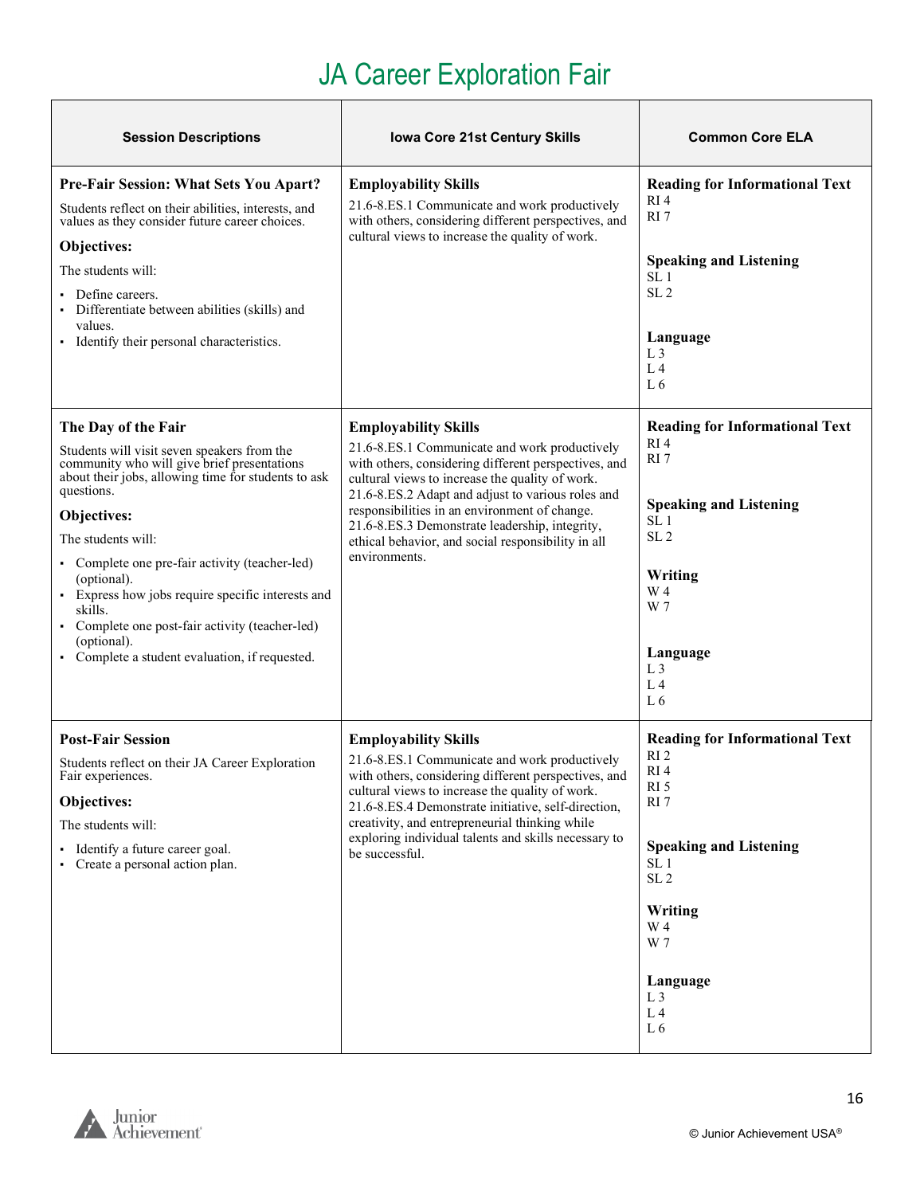# JA Career Exploration Fair

| Session Descriptions | Iowa Core 21st Century Skills | Common Core ELA |
| --- | --- | --- |
| **Pre-Fair Session: What Sets You Apart?**<br>Students reflect on their abilities, interests, and values as they consider future career choices.<br>**Objectives:**<br>The students will:<br>▪ Define careers.<br>▪ Differentiate between abilities (skills) and values.<br>▪ Identify their personal characteristics. | **Employability Skills**<br>21.6-8.ES.1 Communicate and work productively with others, considering different perspectives, and cultural views to increase the quality of work. | **Reading for Informational Text**<br>RI 4<br>RI 7<br><br>**Speaking and Listening**<br>SL 1<br>SL 2<br><br>**Language**<br>L 3<br>L 4<br>L 6 |
| **The Day of the Fair**<br>Students will visit seven speakers from the community who will give brief presentations about their jobs, allowing time for students to ask questions.<br>**Objectives:**<br>The students will:<br>▪ Complete one pre-fair activity (teacher-led) (optional).<br>▪ Express how jobs require specific interests and skills.<br>▪ Complete one post-fair activity (teacher-led) (optional).<br>▪ Complete a student evaluation, if requested. | **Employability Skills**<br>21.6-8.ES.1 Communicate and work productively with others, considering different perspectives, and cultural views to increase the quality of work.<br>21.6-8.ES.2 Adapt and adjust to various roles and responsibilities in an environment of change.<br>21.6-8.ES.3 Demonstrate leadership, integrity, ethical behavior, and social responsibility in all environments. | **Reading for Informational Text**<br>RI 4<br>RI 7<br><br>**Speaking and Listening**<br>SL 1<br>SL 2<br><br>**Writing**<br>W 4<br>W 7<br><br>**Language**<br>L 3<br>L 4<br>L 6 |
| **Post-Fair Session**<br>Students reflect on their JA Career Exploration Fair experiences.<br>**Objectives:**<br>The students will:<br>▪ Identify a future career goal.<br>▪ Create a personal action plan. | **Employability Skills**<br>21.6-8.ES.1 Communicate and work productively with others, considering different perspectives, and cultural views to increase the quality of work.<br>21.6-8.ES.4 Demonstrate initiative, self-direction, creativity, and entrepreneurial thinking while exploring individual talents and skills necessary to be successful. | **Reading for Informational Text**<br>RI 2<br>RI 4<br>RI 5<br>RI 7<br><br>**Speaking and Listening**<br>SL 1<br>SL 2<br><br>**Writing**<br>W 4<br>W 7<br><br>**Language**<br>L 3<br>L 4<br>L 6 |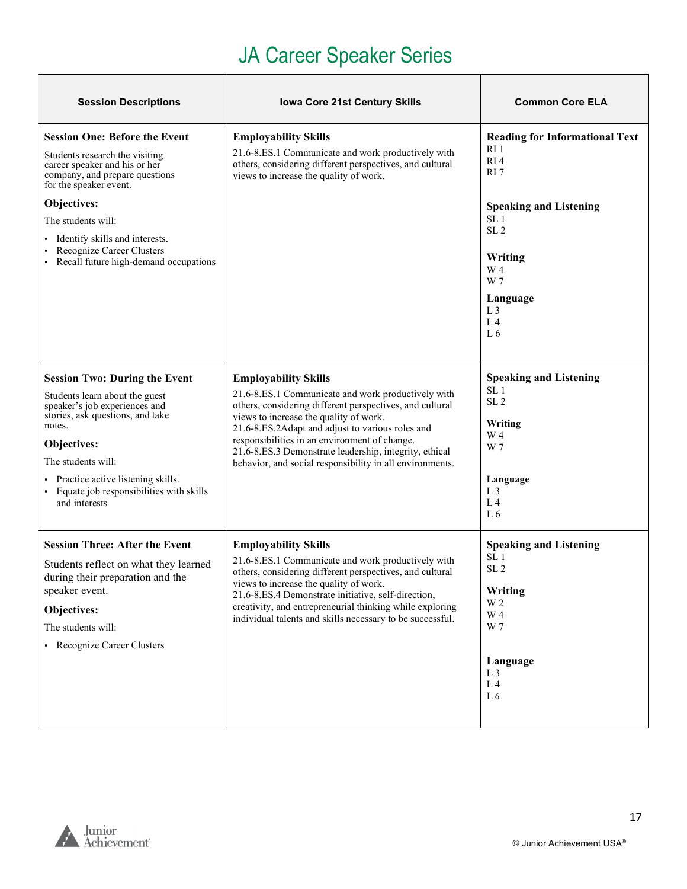# JA Career Speaker Series

| Session Descriptions | Iowa Core 21st Century Skills | Common Core ELA |
| --- | --- | --- |
| **Session One: Before the Event**<br><br>Students research the visiting career speaker and his or her company, and prepare questions for the speaker event.<br><br>**Objectives:**<br><br>The students will:<br><br>▪ Identify skills and interests.<br>▪ Recognize Career Clusters<br>▪ Recall future high-demand occupations | **Employability Skills**<br><br>21.6-8.ES.1 Communicate and work productively with others, considering different perspectives, and cultural views to increase the quality of work. | **Reading for Informational Text**<br>RI 1<br>RI 4<br>RI 7<br><br>**Speaking and Listening**<br>SL 1<br>SL 2<br><br>**Writing**<br>W 4<br>W 7<br><br>**Language**<br>L 3<br>L 4<br>L 6 |
| **Session Two: During the Event**<br><br>Students learn about the guest speaker's job experiences and stories, ask questions, and take notes.<br><br>**Objectives:**<br><br>The students will:<br><br>▪ Practice active listening skills.<br>▪ Equate job responsibilities with skills and interests | **Employability Skills**<br><br>21.6-8.ES.1 Communicate and work productively with others, considering different perspectives, and cultural views to increase the quality of work.<br>21.6-8.ES.2Adapt and adjust to various roles and responsibilities in an environment of change.<br>21.6-8.ES.3 Demonstrate leadership, integrity, ethical behavior, and social responsibility in all environments. | **Speaking and Listening**<br>SL 1<br>SL 2<br><br>**Writing**<br>W 4<br>W 7<br><br>**Language**<br>L 3<br>L 4<br>L 6 |
| **Session Three: After the Event**<br><br>Students reflect on what they learned during their preparation and the speaker event.<br><br>**Objectives:**<br><br>The students will:<br><br>▪ Recognize Career Clusters | **Employability Skills**<br><br>21.6-8.ES.1 Communicate and work productively with others, considering different perspectives, and cultural views to increase the quality of work.<br>21.6-8.ES.4 Demonstrate initiative, self-direction, creativity, and entrepreneurial thinking while exploring individual talents and skills necessary to be successful. | **Speaking and Listening**<br>SL 1<br>SL 2<br><br>**Writing**<br>W 2<br>W 4<br>W 7<br><br>**Language**<br>L 3<br>L 4<br>L 6 |

© Junior Achievement USA®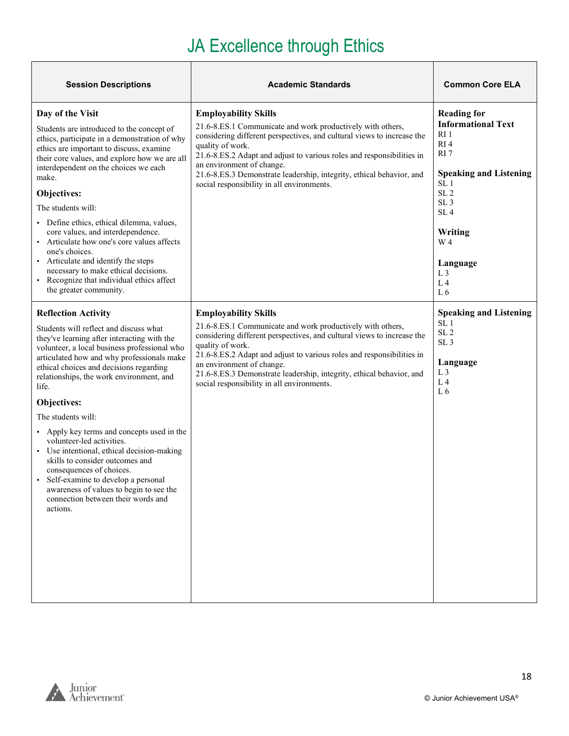# JA Excellence through Ethics

| Session Descriptions | Academic Standards | Common Core ELA |
| --- | --- | --- |
| **Day of the Visit**<br><br>Students are introduced to the concept of ethics, participate in a demonstration of why ethics are important to discuss, examine their core values, and explore how we are all interdependent on the choices we each make.<br><br>**Objectives:**<br><br>The students will:<br><br>▪ Define ethics, ethical dilemma, values, core values, and interdependence.<br>▪ Articulate how one's core values affects one's choices.<br>▪ Articulate and identify the steps necessary to make ethical decisions.<br>▪ Recognize that individual ethics affect the greater community. | **Employability Skills**<br><br>21.6-8.ES.1 Communicate and work productively with others, considering different perspectives, and cultural views to increase the quality of work.<br>21.6-8.ES.2 Adapt and adjust to various roles and responsibilities in an environment of change.<br>21.6-8.ES.3 Demonstrate leadership, integrity, ethical behavior, and social responsibility in all environments. | **Reading for Informational Text**<br>RI 1<br>RI 4<br>RI 7<br><br>**Speaking and Listening**<br>SL 1<br>SL 2<br>SL 3<br>SL 4<br><br>**Writing**<br>W 4<br><br>**Language**<br>L 3<br>L 4<br>L 6 |
| **Reflection Activity**<br><br>Students will reflect and discuss what they've learning after interacting with the volunteer, a local business professional who articulated how and why professionals make ethical choices and decisions regarding relationships, the work environment, and life.<br><br>**Objectives:**<br><br>The students will:<br><br>▪ Apply key terms and concepts used in the volunteer-led activities.<br>▪ Use intentional, ethical decision-making skills to consider outcomes and consequences of choices.<br>▪ Self-examine to develop a personal awareness of values to begin to see the connection between their words and actions. | **Employability Skills**<br><br>21.6-8.ES.1 Communicate and work productively with others, considering different perspectives, and cultural views to increase the quality of work.<br>21.6-8.ES.2 Adapt and adjust to various roles and responsibilities in an environment of change.<br>21.6-8.ES.3 Demonstrate leadership, integrity, ethical behavior, and social responsibility in all environments. | **Speaking and Listening**<br>SL 1<br>SL 2<br>SL 3<br><br>**Language**<br>L 3<br>L 4<br>L 6 |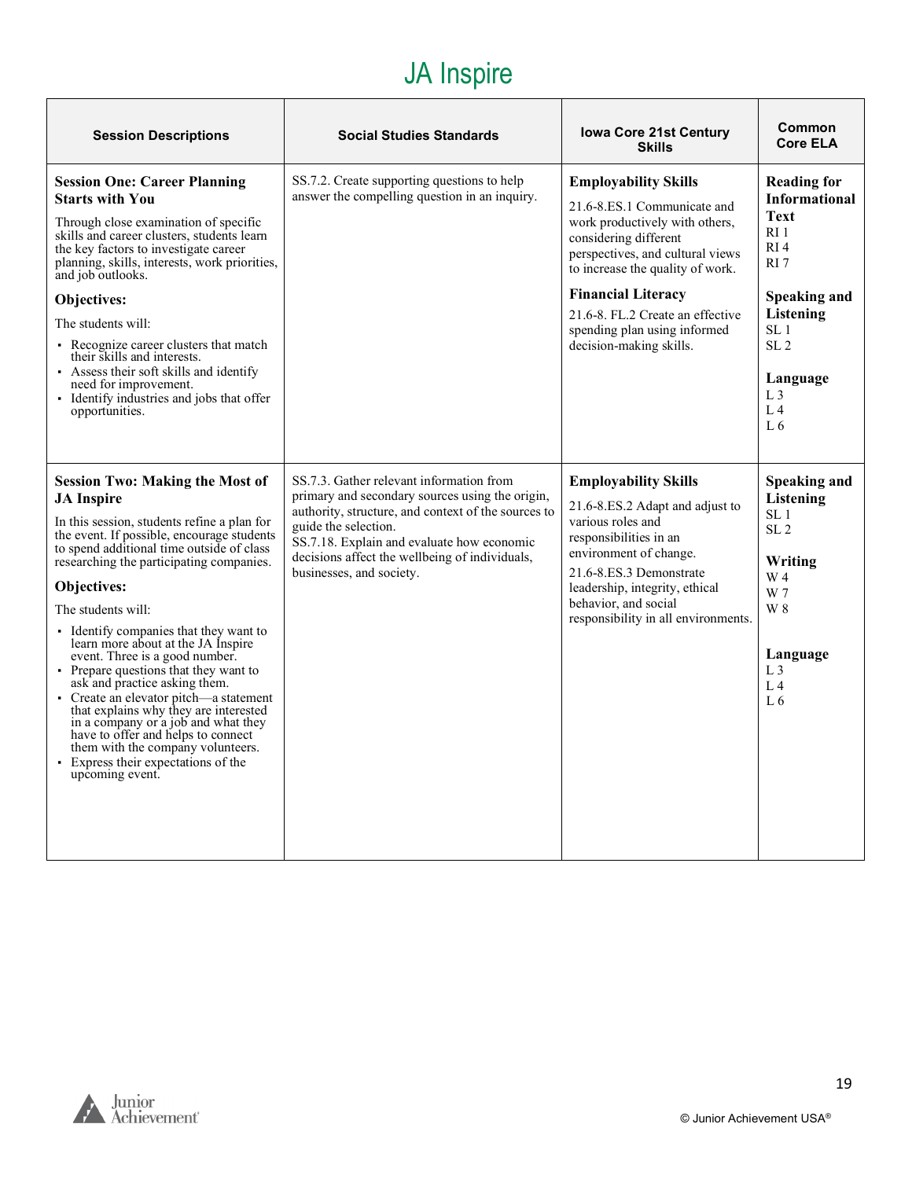# JA Inspire

| Session Descriptions | Social Studies Standards | Iowa Core 21st Century Skills | Common Core ELA |
|---|---|---|---|
| **Session One: Career Planning Starts with You**<br><br>Through close examination of specific skills and career clusters, students learn the key factors to investigate career planning, skills, interests, work priorities, and job outlooks.<br><br>**Objectives:**<br><br>The students will:<br>▪ Recognize career clusters that match their skills and interests.<br>▪ Assess their soft skills and identify need for improvement.<br>▪ Identify industries and jobs that offer opportunities. | SS.7.2. Create supporting questions to help answer the compelling question in an inquiry. | **Employability Skills**<br><br>21.6-8.ES.1 Communicate and work productively with others, considering different perspectives, and cultural views to increase the quality of work.<br><br>**Financial Literacy**<br><br>21.6-8. FL.2 Create an effective spending plan using informed decision-making skills. | **Reading for Informational Text**<br>RI 1<br>RI 4<br>RI 7<br><br>**Speaking and Listening**<br>SL 1<br>SL 2<br><br>**Language**<br>L 3<br>L 4<br>L 6 |
| **Session Two: Making the Most of JA Inspire**<br><br>In this session, students refine a plan for the event. If possible, encourage students to spend additional time outside of class researching the participating companies.<br><br>**Objectives:**<br><br>The students will:<br>▪ Identify companies that they want to learn more about at the JA Inspire event. Three is a good number.<br>▪ Prepare questions that they want to ask and practice asking them.<br>▪ Create an elevator pitch—a statement that explains why they are interested in a company or a job and what they have to offer and helps to connect them with the company volunteers.<br>▪ Express their expectations of the upcoming event. | SS.7.3. Gather relevant information from primary and secondary sources using the origin, authority, structure, and context of the sources to guide the selection.<br>SS.7.18. Explain and evaluate how economic decisions affect the wellbeing of individuals, businesses, and society. | **Employability Skills**<br><br>21.6-8.ES.2 Adapt and adjust to various roles and responsibilities in an environment of change.<br>21.6-8.ES.3 Demonstrate leadership, integrity, ethical behavior, and social responsibility in all environments. | **Speaking and Listening**<br>SL 1<br>SL 2<br><br>**Writing**<br>W 4<br>W 7<br>W 8<br><br>**Language**<br>L 3<br>L 4<br>L 6 |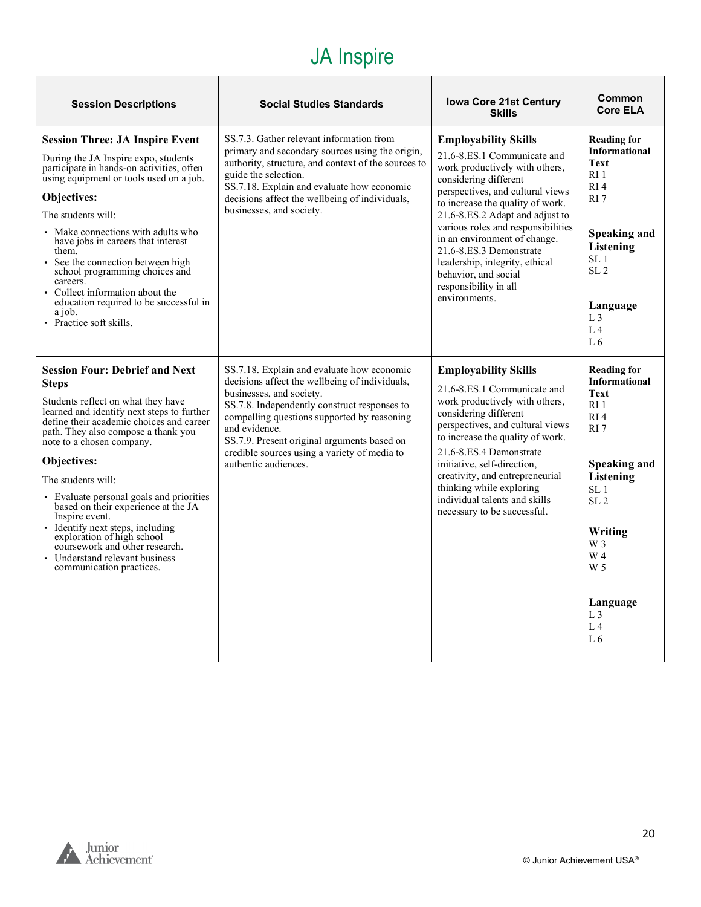# JA Inspire

| Session Descriptions | Social Studies Standards | Iowa Core 21st Century Skills | Common Core ELA |
|---|---|---|---|
| **Session Three: JA Inspire Event**<br><br>During the JA Inspire expo, students participate in hands-on activities, often using equipment or tools used on a job.<br><br>**Objectives:**<br><br>The students will:<br><br>▪ Make connections with adults who have jobs in careers that interest them.<br>▪ See the connection between high school programming choices and careers.<br>▪ Collect information about the education required to be successful in a job.<br>▪ Practice soft skills. | SS.7.3. Gather relevant information from primary and secondary sources using the origin, authority, structure, and context of the sources to guide the selection.<br>SS.7.18. Explain and evaluate how economic decisions affect the wellbeing of individuals, businesses, and society. | **Employability Skills**<br>21.6-8.ES.1 Communicate and work productively with others, considering different perspectives, and cultural views to increase the quality of work.<br>21.6-8.ES.2 Adapt and adjust to various roles and responsibilities in an environment of change.<br>21.6-8.ES.3 Demonstrate leadership, integrity, ethical behavior, and social responsibility in all environments. | **Reading for Informational Text**<br>RI 1<br>RI 4<br>RI 7<br><br>**Speaking and Listening**<br>SL 1<br>SL 2<br><br>**Language**<br>L 3<br>L 4<br>L 6 |
| **Session Four: Debrief and Next Steps**<br><br>Students reflect on what they have learned and identify next steps to further define their academic choices and career path. They also compose a thank you note to a chosen company.<br><br>**Objectives:**<br><br>The students will:<br><br>▪ Evaluate personal goals and priorities based on their experience at the JA Inspire event.<br>▪ Identify next steps, including exploration of high school coursework and other research.<br>▪ Understand relevant business communication practices. | SS.7.18. Explain and evaluate how economic decisions affect the wellbeing of individuals, businesses, and society.<br>SS.7.8. Independently construct responses to compelling questions supported by reasoning and evidence.<br>SS.7.9. Present original arguments based on credible sources using a variety of media to authentic audiences. | **Employability Skills**<br>21.6-8.ES.1 Communicate and work productively with others, considering different perspectives, and cultural views to increase the quality of work.<br>21.6-8.ES.4 Demonstrate initiative, self-direction, creativity, and entrepreneurial thinking while exploring individual talents and skills necessary to be successful. | **Reading for Informational Text**<br>RI 1<br>RI 4<br>RI 7<br><br>**Speaking and Listening**<br>SL 1<br>SL 2<br><br>**Writing**<br>W 3<br>W 4<br>W 5<br><br>**Language**<br>L 3<br>L 4<br>L 6 |

© Junior Achievement USA®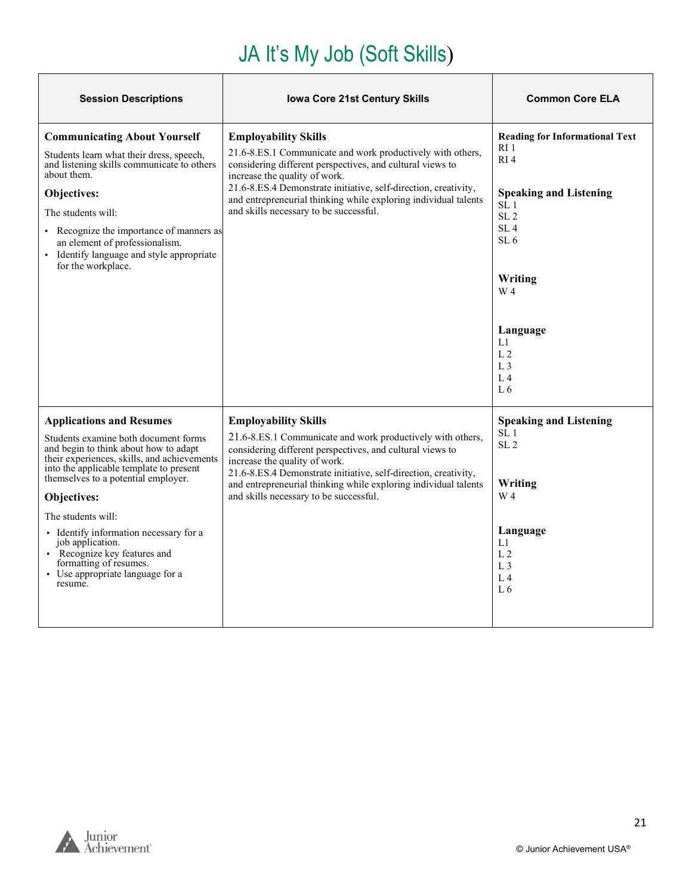# JA It's My Job (Soft Skills)

| Session Descriptions | Iowa Core 21st Century Skills | Common Core ELA |
|---|---|---|
| **Communicating About Yourself**<br>Students learn what their dress, speech, and listening skills communicate to others about them.<br>**Objectives:**<br>The students will:<br>▪ Recognize the importance of manners as an element of professionalism.<br>▪ Identify language and style appropriate for the workplace. | **Employability Skills**<br>21.6-8.ES.1 Communicate and work productively with others, considering different perspectives, and cultural views to increase the quality of work.<br>21.6-8.ES.4 Demonstrate initiative, self-direction, creativity, and entrepreneurial thinking while exploring individual talents and skills necessary to be successful. | **Reading for Informational Text**<br>RI 1<br>RI 4<br><br>**Speaking and Listening**<br>SL 1<br>SL 2<br>SL 4<br>SL 6<br><br>**Writing**<br>W 4<br><br>**Language**<br>L1<br>L 2<br>L 3<br>L 4<br>L 6 |
| **Applications and Resumes**<br>Students examine both document forms and begin to think about how to adapt their experiences, skills, and achievements into the applicable template to present themselves to a potential employer.<br>**Objectives:**<br>The students will:<br>▪ Identify information necessary for a job application.<br>▪ Recognize key features and formatting of resumes.<br>▪ Use appropriate language for a resume. | **Employability Skills**<br>21.6-8.ES.1 Communicate and work productively with others, considering different perspectives, and cultural views to increase the quality of work.<br>21.6-8.ES.4 Demonstrate initiative, self-direction, creativity, and entrepreneurial thinking while exploring individual talents and skills necessary to be successful. | **Speaking and Listening**<br>SL 1<br>SL 2<br><br>**Writing**<br>W 4<br><br>**Language**<br>L1<br>L 2<br>L 3<br>L 4<br>L 6 |

© Junior Achievement USA®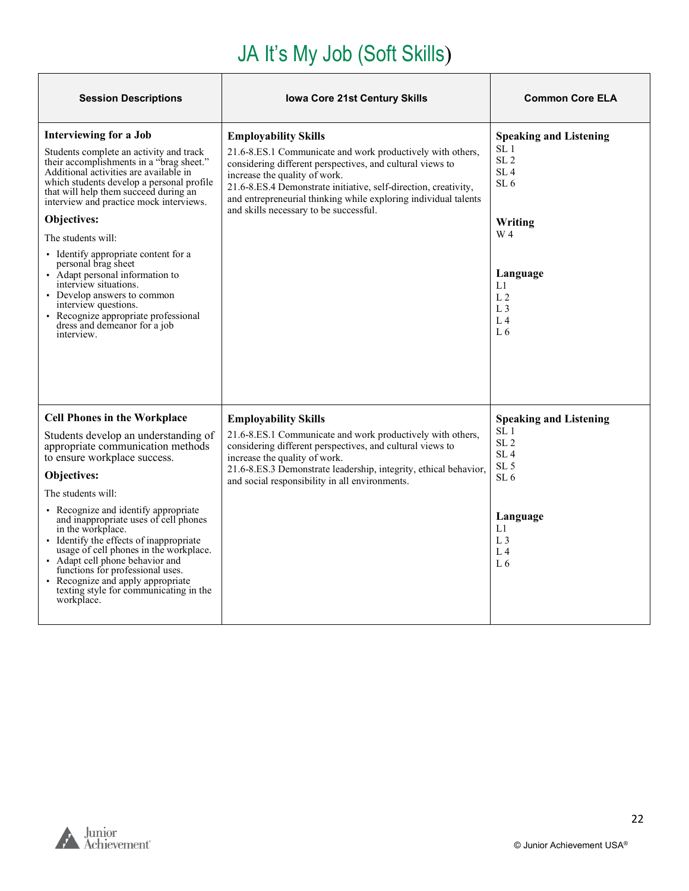# JA It's My Job (Soft Skills)

| Session Descriptions | Iowa Core 21st Century Skills | Common Core ELA |
|---|---|---|
| **Interviewing for a Job**<br><br>Students complete an activity and track their accomplishments in a "brag sheet." Additional activities are available in which students develop a personal profile that will help them succeed during an interview and practice mock interviews.<br><br>**Objectives:**<br><br>The students will:<br><br>▪ Identify appropriate content for a personal brag sheet<br>▪ Adapt personal information to interview situations.<br>▪ Develop answers to common interview questions.<br>▪ Recognize appropriate professional dress and demeanor for a job interview. | **Employability Skills**<br><br>21.6-8.ES.1 Communicate and work productively with others, considering different perspectives, and cultural views to increase the quality of work.<br>21.6-8.ES.4 Demonstrate initiative, self-direction, creativity, and entrepreneurial thinking while exploring individual talents and skills necessary to be successful. | **Speaking and Listening**<br>SL 1<br>SL 2<br>SL 4<br>SL 6<br><br>**Writing**<br>W 4<br><br>**Language**<br>L1<br>L 2<br>L 3<br>L 4<br>L 6 |
| **Cell Phones in the Workplace**<br><br>Students develop an understanding of appropriate communication methods to ensure workplace success.<br><br>**Objectives:**<br><br>The students will:<br><br>▪ Recognize and identify appropriate and inappropriate uses of cell phones in the workplace.<br>▪ Identify the effects of inappropriate usage of cell phones in the workplace.<br>▪ Adapt cell phone behavior and functions for professional uses.<br>▪ Recognize and apply appropriate texting style for communicating in the workplace. | **Employability Skills**<br><br>21.6-8.ES.1 Communicate and work productively with others, considering different perspectives, and cultural views to increase the quality of work.<br>21.6-8.ES.3 Demonstrate leadership, integrity, ethical behavior, and social responsibility in all environments. | **Speaking and Listening**<br>SL 1<br>SL 2<br>SL 4<br>SL 5<br>SL 6<br><br>**Language**<br>L1<br>L 3<br>L 4<br>L 6 |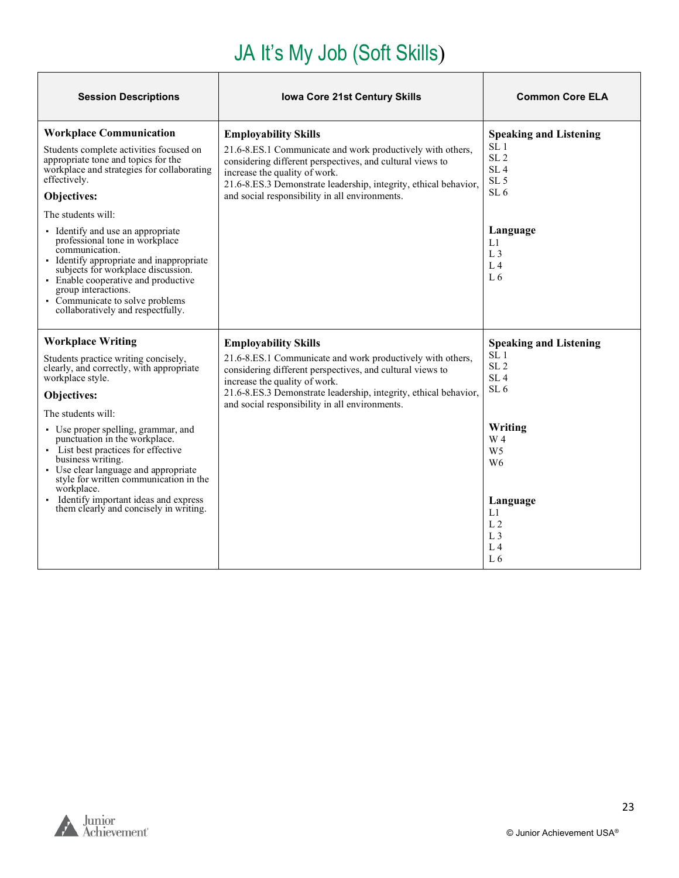# JA It's My Job (Soft Skills)

| Session Descriptions | Iowa Core 21st Century Skills | Common Core ELA |
|---|---|---|
| **Workplace Communication**<br>Students complete activities focused on appropriate tone and topics for the workplace and strategies for collaborating effectively.<br>**Objectives:**<br>The students will:<br>▪ Identify and use an appropriate professional tone in workplace communication.<br>▪ Identify appropriate and inappropriate subjects for workplace discussion.<br>▪ Enable cooperative and productive group interactions.<br>▪ Communicate to solve problems collaboratively and respectfully. | **Employability Skills**<br>21.6-8.ES.1 Communicate and work productively with others, considering different perspectives, and cultural views to increase the quality of work.<br>21.6-8.ES.3 Demonstrate leadership, integrity, ethical behavior, and social responsibility in all environments. | **Speaking and Listening**<br>SL 1<br>SL 2<br>SL 4<br>SL 5<br>SL 6<br><br>**Language**<br>L1<br>L 3<br>L 4<br>L 6 |
| **Workplace Writing**<br>Students practice writing concisely, clearly, and correctly, with appropriate workplace style.<br>**Objectives:**<br>The students will:<br>▪ Use proper spelling, grammar, and punctuation in the workplace.<br>▪ List best practices for effective business writing.<br>▪ Use clear language and appropriate style for written communication in the workplace.<br>▪ Identify important ideas and express them clearly and concisely in writing. | **Employability Skills**<br>21.6-8.ES.1 Communicate and work productively with others, considering different perspectives, and cultural views to increase the quality of work.<br>21.6-8.ES.3 Demonstrate leadership, integrity, ethical behavior, and social responsibility in all environments. | **Speaking and Listening**<br>SL 1<br>SL 2<br>SL 4<br>SL 6<br><br>**Writing**<br>W 4<br>W5<br>W6<br><br>**Language**<br>L1<br>L 2<br>L 3<br>L 4<br>L 6 |

© Junior Achievement USA®